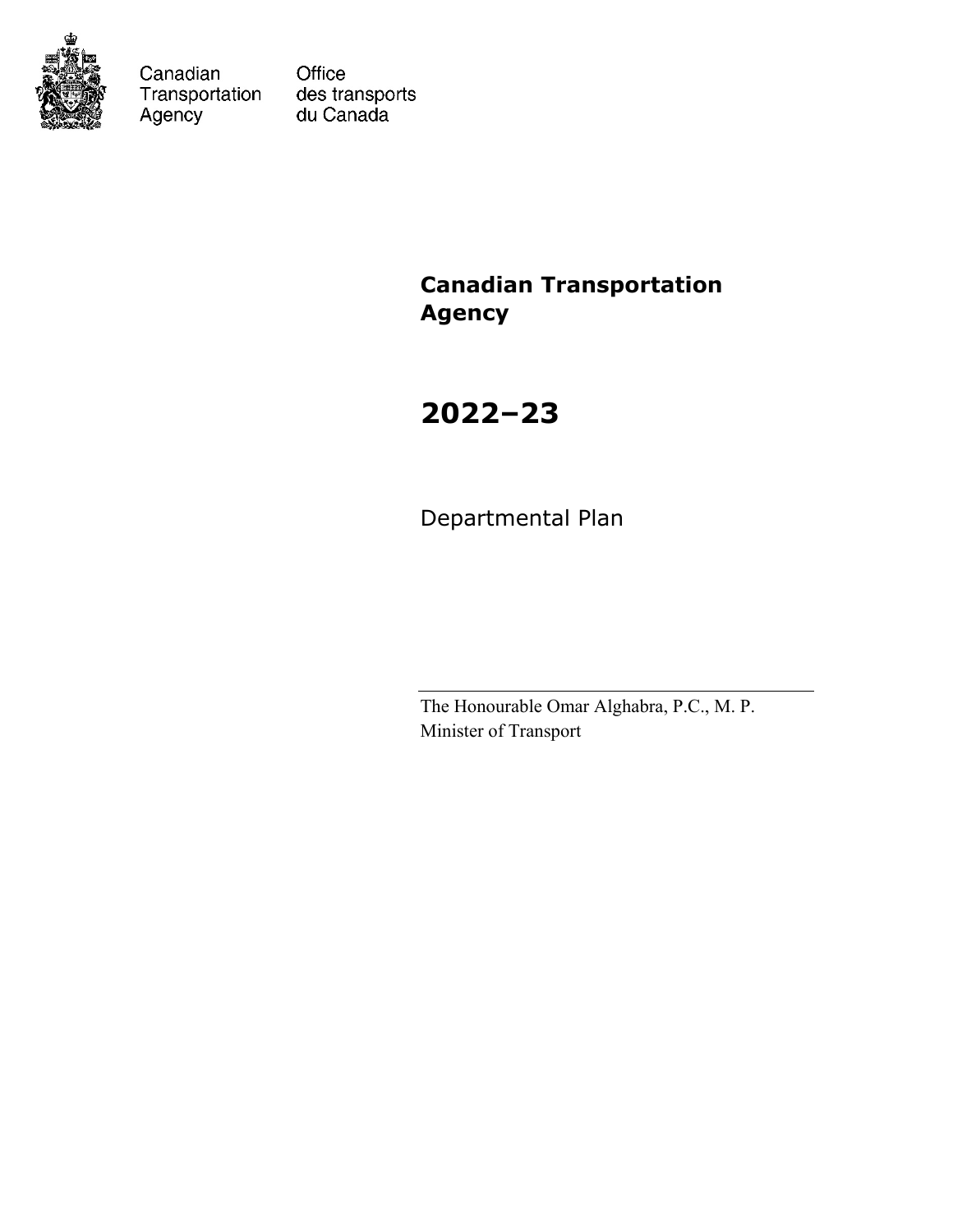Canadian Transportation Agency

Office des transports du Canada

# Canadian Transportation Agency

# 2022–23

Departmental Plan

The Honourable Omar Alghabra, P.C., M. P.
Minister of Transport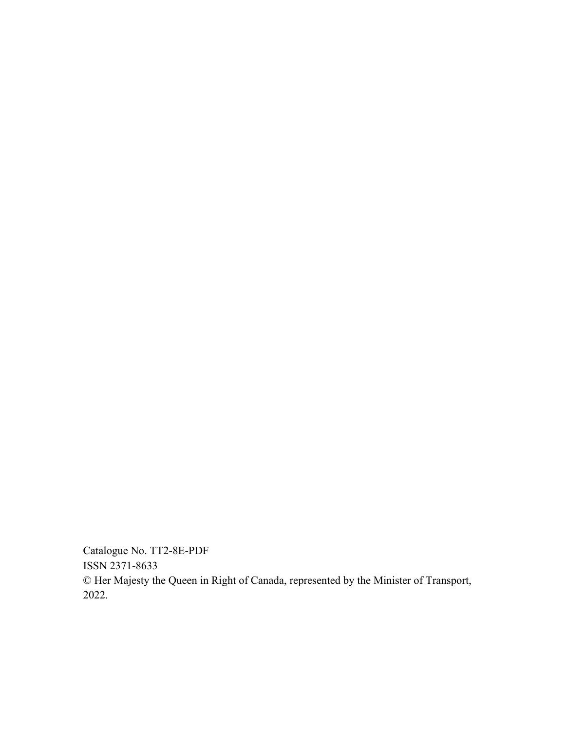Catalogue No. TT2-8E-PDF
ISSN 2371-8633
© Her Majesty the Queen in Right of Canada, represented by the Minister of Transport, 2022.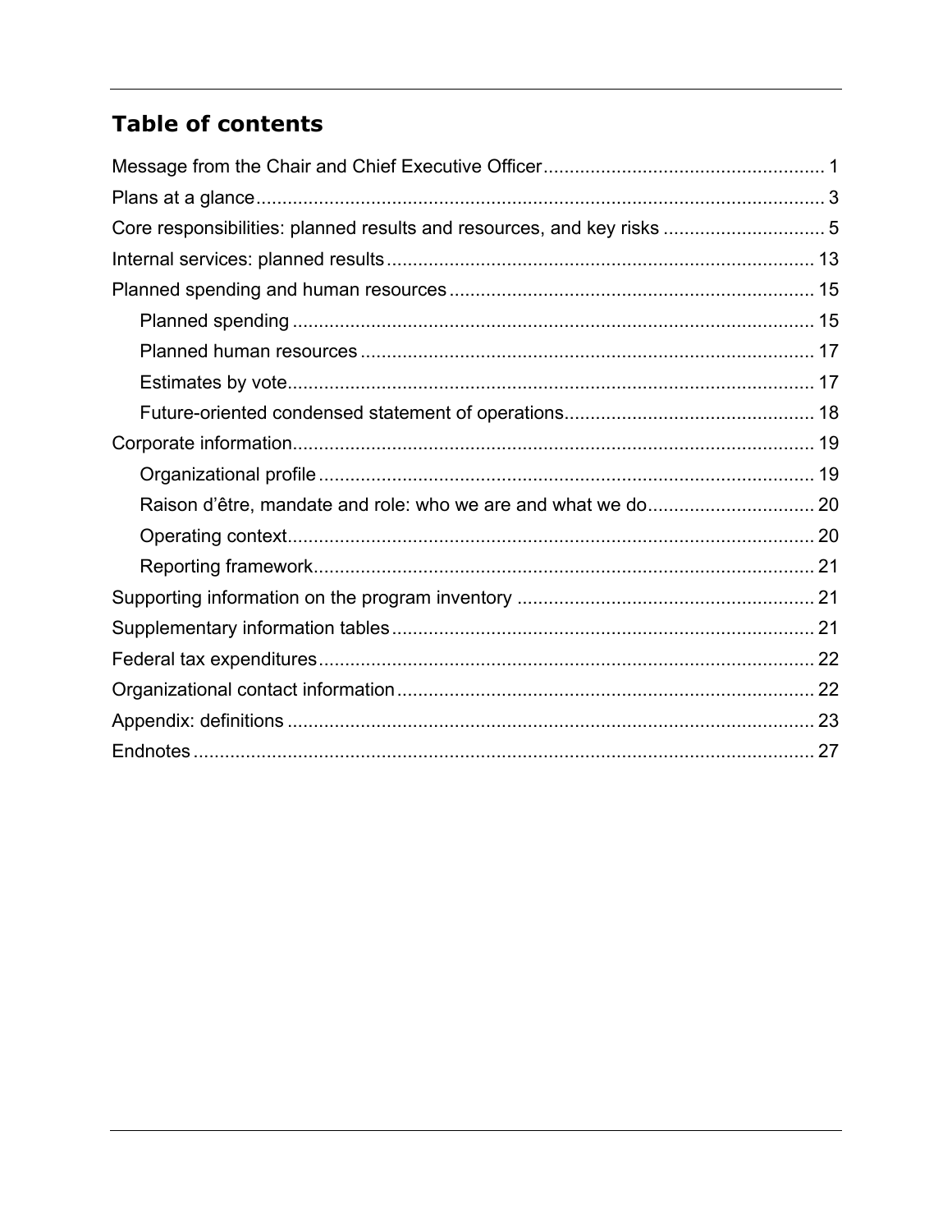## Table of contents

Message from the Chair and Chief Executive Officer ..................................................... 1

Plans at a glance ............................................................................................................ 3

Core responsibilities: planned results and resources, and key risks ............................... 5

Internal services: planned results ................................................................................. 13

Planned spending and human resources ..................................................................... 15

- Planned spending ................................................................................................... 15
- Planned human resources ...................................................................................... 17
- Estimates by vote .................................................................................................... 17
- Future-oriented condensed statement of operations ................................................ 18

Corporate information ................................................................................................... 19

- Organizational profile .............................................................................................. 19
- Raison d'être, mandate and role: who we are and what we do ................................ 20
- Operating context .................................................................................................... 20
- Reporting framework ............................................................................................... 21

Supporting information on the program inventory ........................................................ 21

Supplementary information tables ................................................................................ 21

Federal tax expenditures .............................................................................................. 22

Organizational contact information ............................................................................... 22

Appendix: definitions .................................................................................................... 23

Endnotes ...................................................................................................................... 27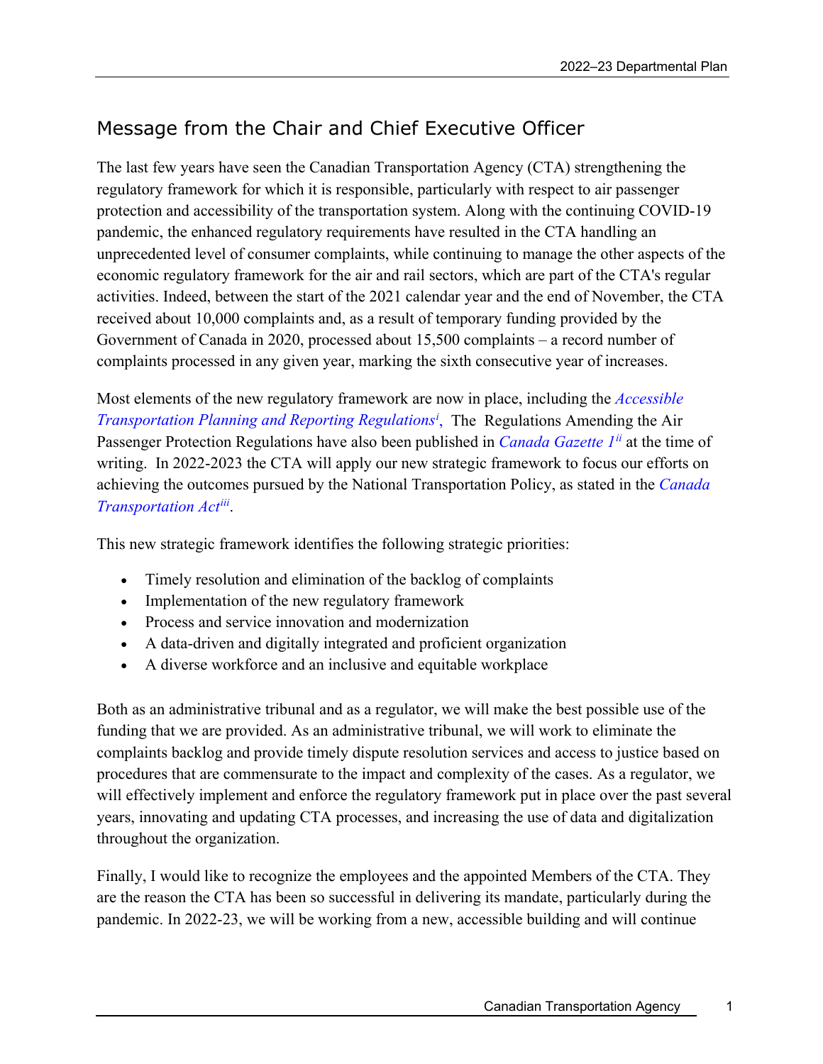## Message from the Chair and Chief Executive Officer

The last few years have seen the Canadian Transportation Agency (CTA) strengthening the regulatory framework for which it is responsible, particularly with respect to air passenger protection and accessibility of the transportation system. Along with the continuing COVID-19 pandemic, the enhanced regulatory requirements have resulted in the CTA handling an unprecedented level of consumer complaints, while continuing to manage the other aspects of the economic regulatory framework for the air and rail sectors, which are part of the CTA's regular activities. Indeed, between the start of the 2021 calendar year and the end of November, the CTA received about 10,000 complaints and, as a result of temporary funding provided by the Government of Canada in 2020, processed about 15,500 complaints – a record number of complaints processed in any given year, marking the sixth consecutive year of increases.

Most elements of the new regulatory framework are now in place, including the *Accessible Transportation Planning and Reporting Regulations*[i], The Regulations Amending the Air Passenger Protection Regulations have also been published in *Canada Gazette 1*[ii] at the time of writing. In 2022-2023 the CTA will apply our new strategic framework to focus our efforts on achieving the outcomes pursued by the National Transportation Policy, as stated in the *Canada Transportation Act*[iii].

This new strategic framework identifies the following strategic priorities:

- Timely resolution and elimination of the backlog of complaints
- Implementation of the new regulatory framework
- Process and service innovation and modernization
- A data-driven and digitally integrated and proficient organization
- A diverse workforce and an inclusive and equitable workplace

Both as an administrative tribunal and as a regulator, we will make the best possible use of the funding that we are provided. As an administrative tribunal, we will work to eliminate the complaints backlog and provide timely dispute resolution services and access to justice based on procedures that are commensurate to the impact and complexity of the cases. As a regulator, we will effectively implement and enforce the regulatory framework put in place over the past several years, innovating and updating CTA processes, and increasing the use of data and digitalization throughout the organization.

Finally, I would like to recognize the employees and the appointed Members of the CTA. They are the reason the CTA has been so successful in delivering its mandate, particularly during the pandemic. In 2022-23, we will be working from a new, accessible building and will continue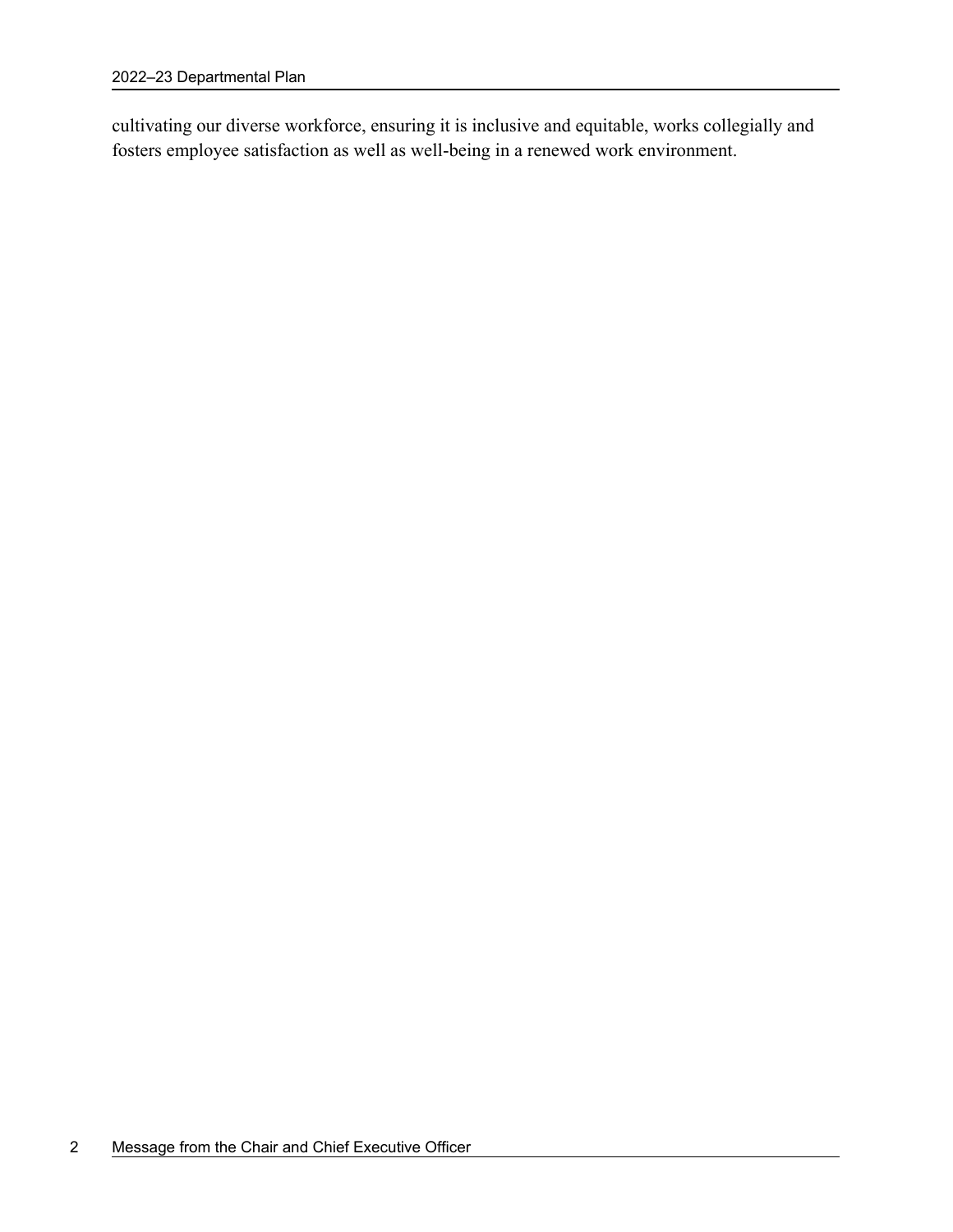cultivating our diverse workforce, ensuring it is inclusive and equitable, works collegially and fosters employee satisfaction as well as well-being in a renewed work environment.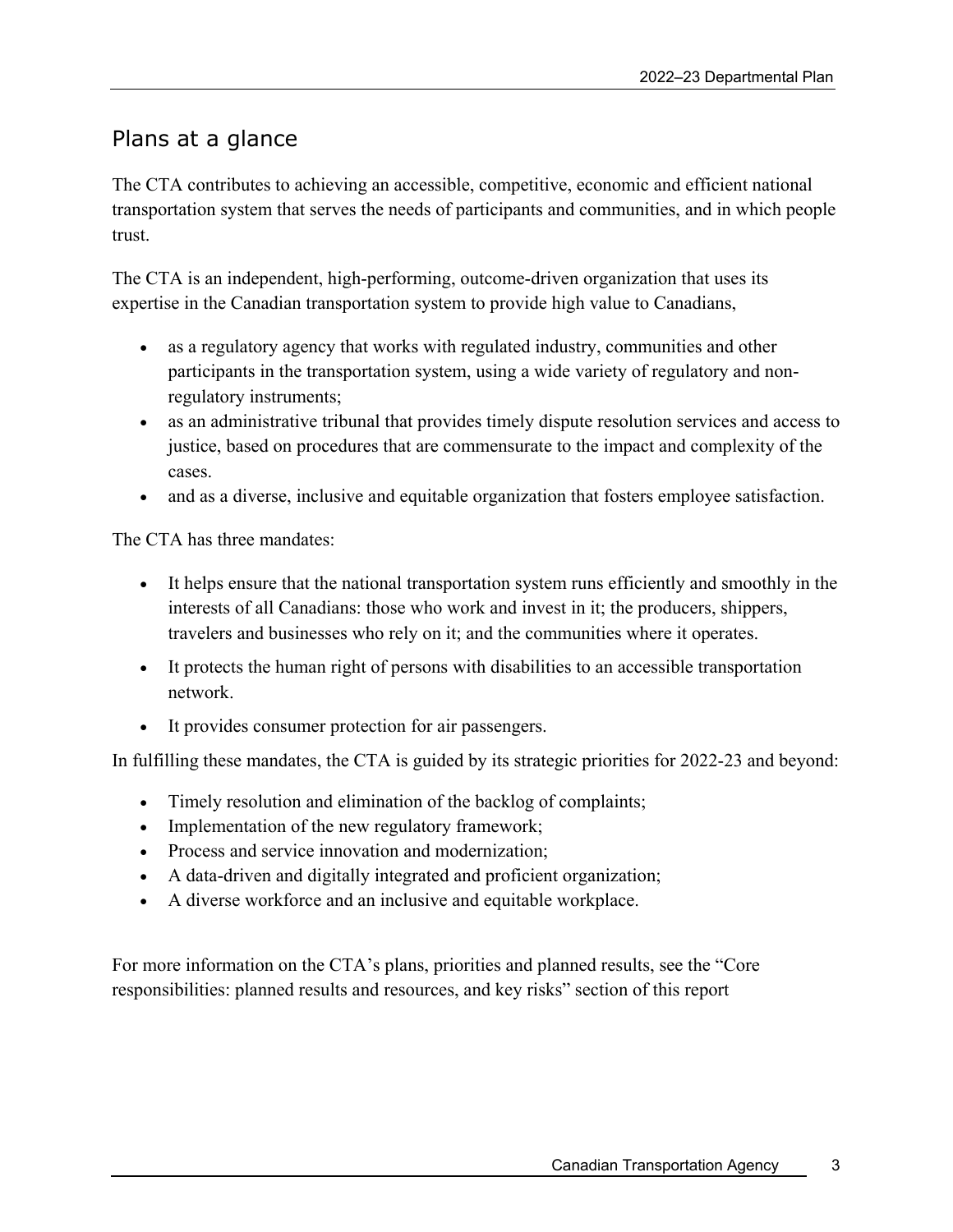## Plans at a glance

The CTA contributes to achieving an accessible, competitive, economic and efficient national transportation system that serves the needs of participants and communities, and in which people trust.

The CTA is an independent, high-performing, outcome-driven organization that uses its expertise in the Canadian transportation system to provide high value to Canadians,

- as a regulatory agency that works with regulated industry, communities and other participants in the transportation system, using a wide variety of regulatory and non-regulatory instruments;
- as an administrative tribunal that provides timely dispute resolution services and access to justice, based on procedures that are commensurate to the impact and complexity of the cases.
- and as a diverse, inclusive and equitable organization that fosters employee satisfaction.

The CTA has three mandates:

- It helps ensure that the national transportation system runs efficiently and smoothly in the interests of all Canadians: those who work and invest in it; the producers, shippers, travelers and businesses who rely on it; and the communities where it operates.
- It protects the human right of persons with disabilities to an accessible transportation network.
- It provides consumer protection for air passengers.

In fulfilling these mandates, the CTA is guided by its strategic priorities for 2022-23 and beyond:

- Timely resolution and elimination of the backlog of complaints;
- Implementation of the new regulatory framework;
- Process and service innovation and modernization;
- A data-driven and digitally integrated and proficient organization;
- A diverse workforce and an inclusive and equitable workplace.

For more information on the CTA's plans, priorities and planned results, see the "Core responsibilities: planned results and resources, and key risks" section of this report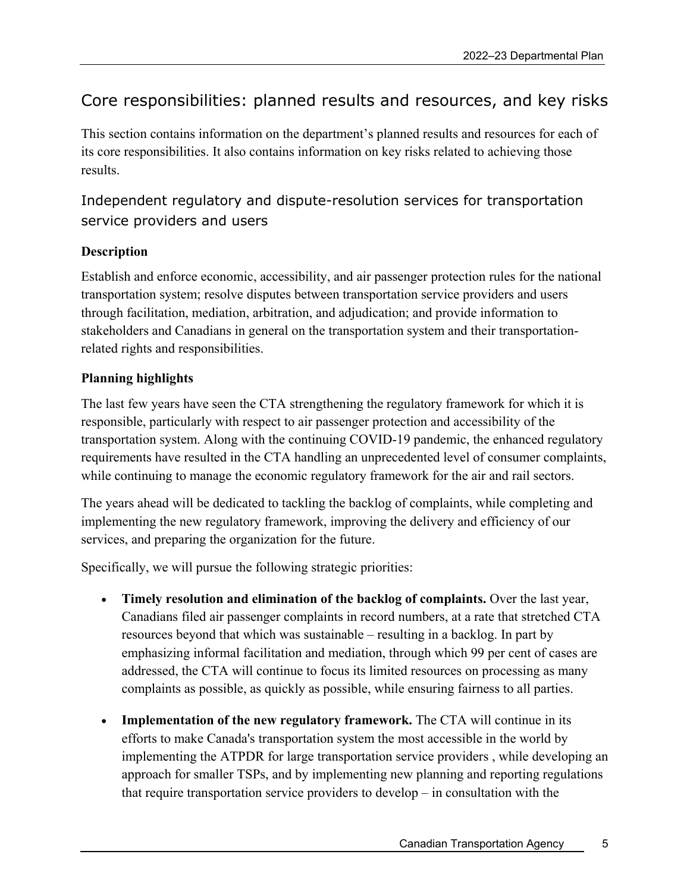## Core responsibilities: planned results and resources, and key risks

This section contains information on the department's planned results and resources for each of its core responsibilities. It also contains information on key risks related to achieving those results.

### Independent regulatory and dispute-resolution services for transportation service providers and users

**Description**

Establish and enforce economic, accessibility, and air passenger protection rules for the national transportation system; resolve disputes between transportation service providers and users through facilitation, mediation, arbitration, and adjudication; and provide information to stakeholders and Canadians in general on the transportation system and their transportation-related rights and responsibilities.

**Planning highlights**

The last few years have seen the CTA strengthening the regulatory framework for which it is responsible, particularly with respect to air passenger protection and accessibility of the transportation system. Along with the continuing COVID-19 pandemic, the enhanced regulatory requirements have resulted in the CTA handling an unprecedented level of consumer complaints, while continuing to manage the economic regulatory framework for the air and rail sectors.

The years ahead will be dedicated to tackling the backlog of complaints, while completing and implementing the new regulatory framework, improving the delivery and efficiency of our services, and preparing the organization for the future.

Specifically, we will pursue the following strategic priorities:

- **Timely resolution and elimination of the backlog of complaints.** Over the last year, Canadians filed air passenger complaints in record numbers, at a rate that stretched CTA resources beyond that which was sustainable – resulting in a backlog. In part by emphasizing informal facilitation and mediation, through which 99 per cent of cases are addressed, the CTA will continue to focus its limited resources on processing as many complaints as possible, as quickly as possible, while ensuring fairness to all parties.
- **Implementation of the new regulatory framework.** The CTA will continue in its efforts to make Canada's transportation system the most accessible in the world by implementing the ATPDR for large transportation service providers , while developing an approach for smaller TSPs, and by implementing new planning and reporting regulations that require transportation service providers to develop – in consultation with the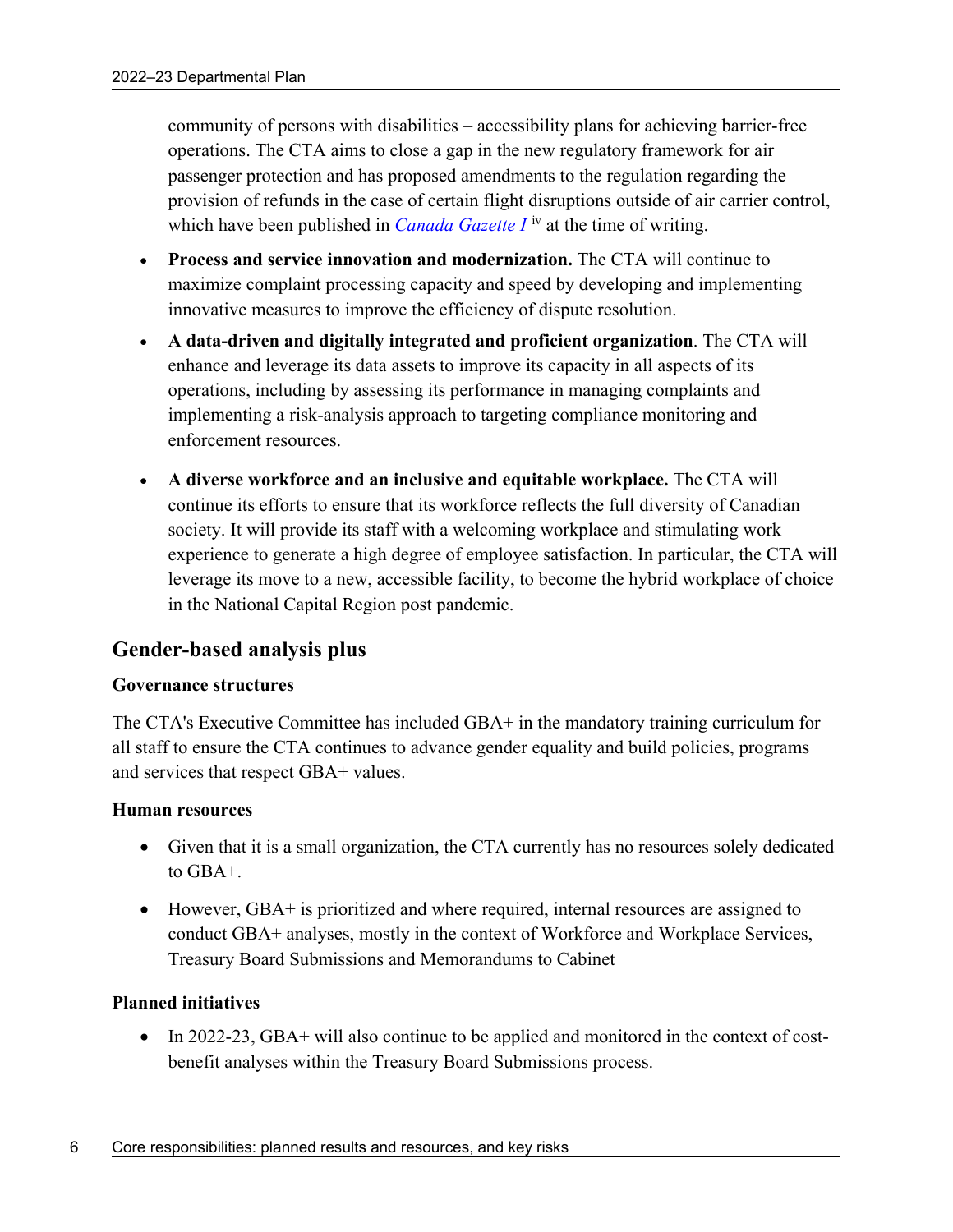community of persons with disabilities – accessibility plans for achieving barrier-free operations. The CTA aims to close a gap in the new regulatory framework for air passenger protection and has proposed amendments to the regulation regarding the provision of refunds in the case of certain flight disruptions outside of air carrier control, which have been published in *Canada Gazette I* [iv] at the time of writing.

- **Process and service innovation and modernization.** The CTA will continue to maximize complaint processing capacity and speed by developing and implementing innovative measures to improve the efficiency of dispute resolution.
- **A data-driven and digitally integrated and proficient organization**. The CTA will enhance and leverage its data assets to improve its capacity in all aspects of its operations, including by assessing its performance in managing complaints and implementing a risk-analysis approach to targeting compliance monitoring and enforcement resources.
- **A diverse workforce and an inclusive and equitable workplace.** The CTA will continue its efforts to ensure that its workforce reflects the full diversity of Canadian society. It will provide its staff with a welcoming workplace and stimulating work experience to generate a high degree of employee satisfaction. In particular, the CTA will leverage its move to a new, accessible facility, to become the hybrid workplace of choice in the National Capital Region post pandemic.

## Gender-based analysis plus

### Governance structures

The CTA's Executive Committee has included GBA+ in the mandatory training curriculum for all staff to ensure the CTA continues to advance gender equality and build policies, programs and services that respect GBA+ values.

### Human resources

- Given that it is a small organization, the CTA currently has no resources solely dedicated to GBA+.
- However, GBA+ is prioritized and where required, internal resources are assigned to conduct GBA+ analyses, mostly in the context of Workforce and Workplace Services, Treasury Board Submissions and Memorandums to Cabinet

### Planned initiatives

- In 2022-23, GBA+ will also continue to be applied and monitored in the context of cost-benefit analyses within the Treasury Board Submissions process.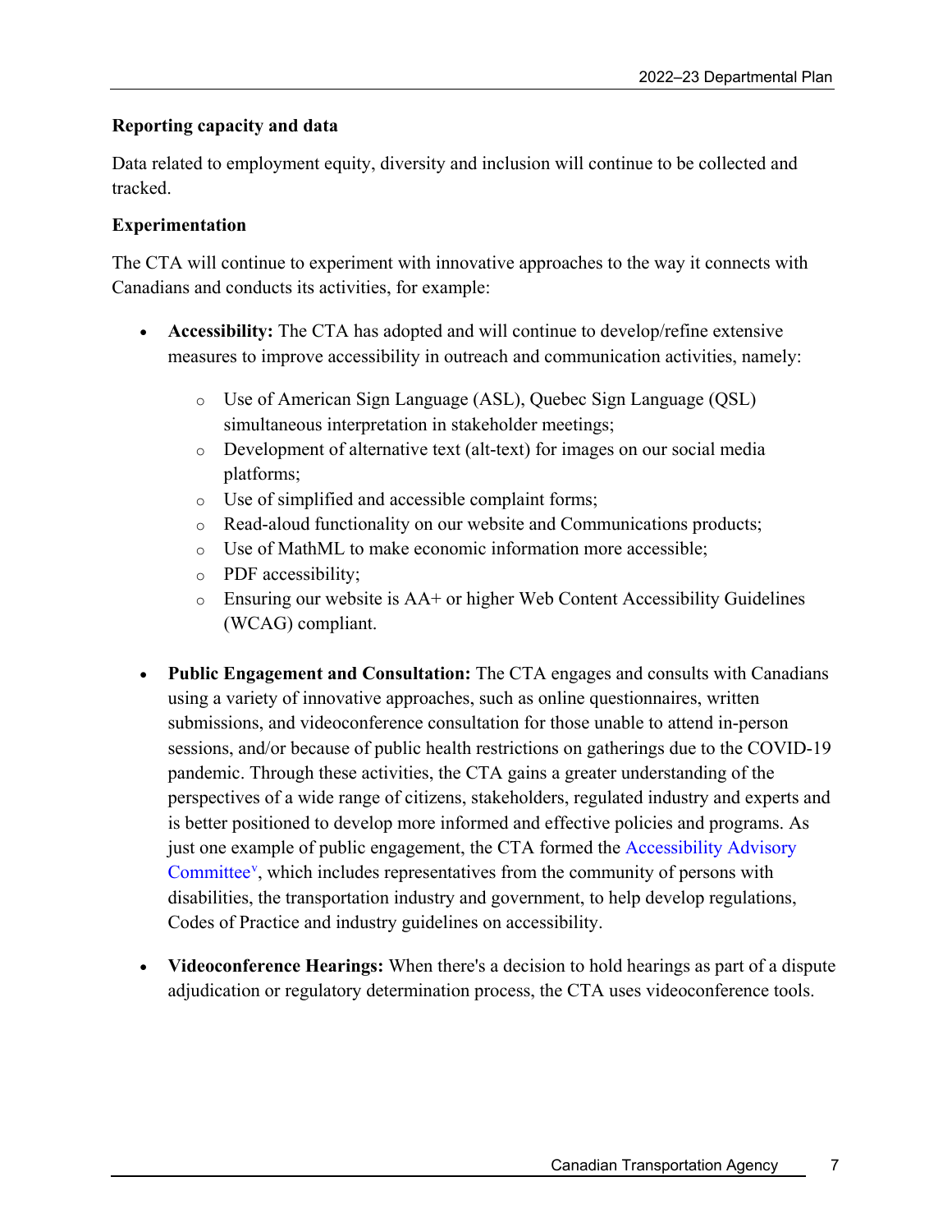**Reporting capacity and data**

Data related to employment equity, diversity and inclusion will continue to be collected and tracked.

**Experimentation**

The CTA will continue to experiment with innovative approaches to the way it connects with Canadians and conducts its activities, for example:

- **Accessibility:** The CTA has adopted and will continue to develop/refine extensive measures to improve accessibility in outreach and communication activities, namely:
  - Use of American Sign Language (ASL), Quebec Sign Language (QSL) simultaneous interpretation in stakeholder meetings;
  - Development of alternative text (alt-text) for images on our social media platforms;
  - Use of simplified and accessible complaint forms;
  - Read-aloud functionality on our website and Communications products;
  - Use of MathML to make economic information more accessible;
  - PDF accessibility;
  - Ensuring our website is AA+ or higher Web Content Accessibility Guidelines (WCAG) compliant.

- **Public Engagement and Consultation:** The CTA engages and consults with Canadians using a variety of innovative approaches, such as online questionnaires, written submissions, and videoconference consultation for those unable to attend in-person sessions, and/or because of public health restrictions on gatherings due to the COVID-19 pandemic. Through these activities, the CTA gains a greater understanding of the perspectives of a wide range of citizens, stakeholders, regulated industry and experts and is better positioned to develop more informed and effective policies and programs. As just one example of public engagement, the CTA formed the Accessibility Advisory Committee[v], which includes representatives from the community of persons with disabilities, the transportation industry and government, to help develop regulations, Codes of Practice and industry guidelines on accessibility.

- **Videoconference Hearings:** When there's a decision to hold hearings as part of a dispute adjudication or regulatory determination process, the CTA uses videoconference tools.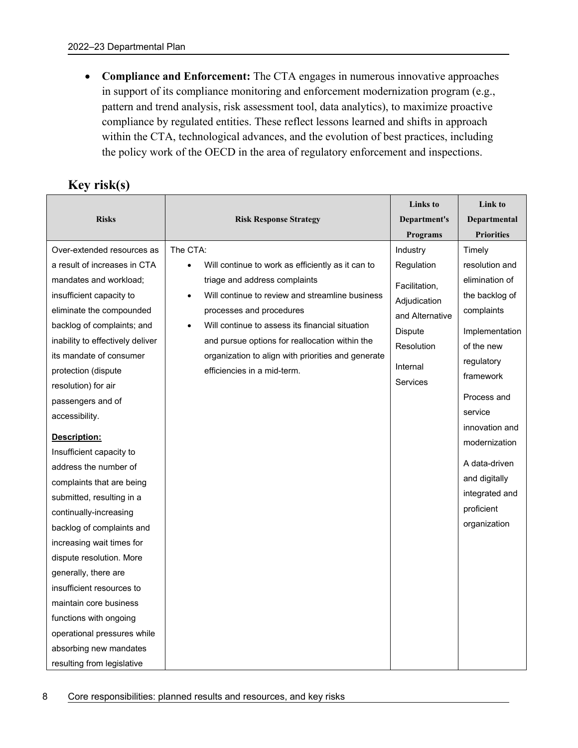- **Compliance and Enforcement:** The CTA engages in numerous innovative approaches in support of its compliance monitoring and enforcement modernization program (e.g., pattern and trend analysis, risk assessment tool, data analytics), to maximize proactive compliance by regulated entities. These reflect lessons learned and shifts in approach within the CTA, technological advances, and the evolution of best practices, including the policy work of the OECD in the area of regulatory enforcement and inspections.

## Key risk(s)

| Risks | Risk Response Strategy | Links to Department's Programs | Link to Departmental Priorities |
|---|---|---|---|
| Over-extended resources as a result of increases in CTA mandates and workload; insufficient capacity to eliminate the compounded backlog of complaints; and inability to effectively deliver its mandate of consumer protection (dispute resolution) for air passengers and of accessibility.<br><br>**Description:**<br>Insufficient capacity to address the number of complaints that are being submitted, resulting in a continually-increasing backlog of complaints and increasing wait times for dispute resolution. More generally, there are insufficient resources to maintain core business functions with ongoing operational pressures while absorbing new mandates resulting from legislative | The CTA:<br>• Will continue to work as efficiently as it can to triage and address complaints<br>• Will continue to review and streamline business processes and procedures<br>• Will continue to assess its financial situation and pursue options for reallocation within the organization to align with priorities and generate efficiencies in a mid-term. | Industry Regulation<br><br>Facilitation, Adjudication and Alternative Dispute Resolution<br><br>Internal Services | Timely resolution and elimination of the backlog of complaints<br><br>Implementation of the new regulatory framework<br><br>Process and service innovation and modernization<br><br>A data-driven and digitally integrated and proficient organization |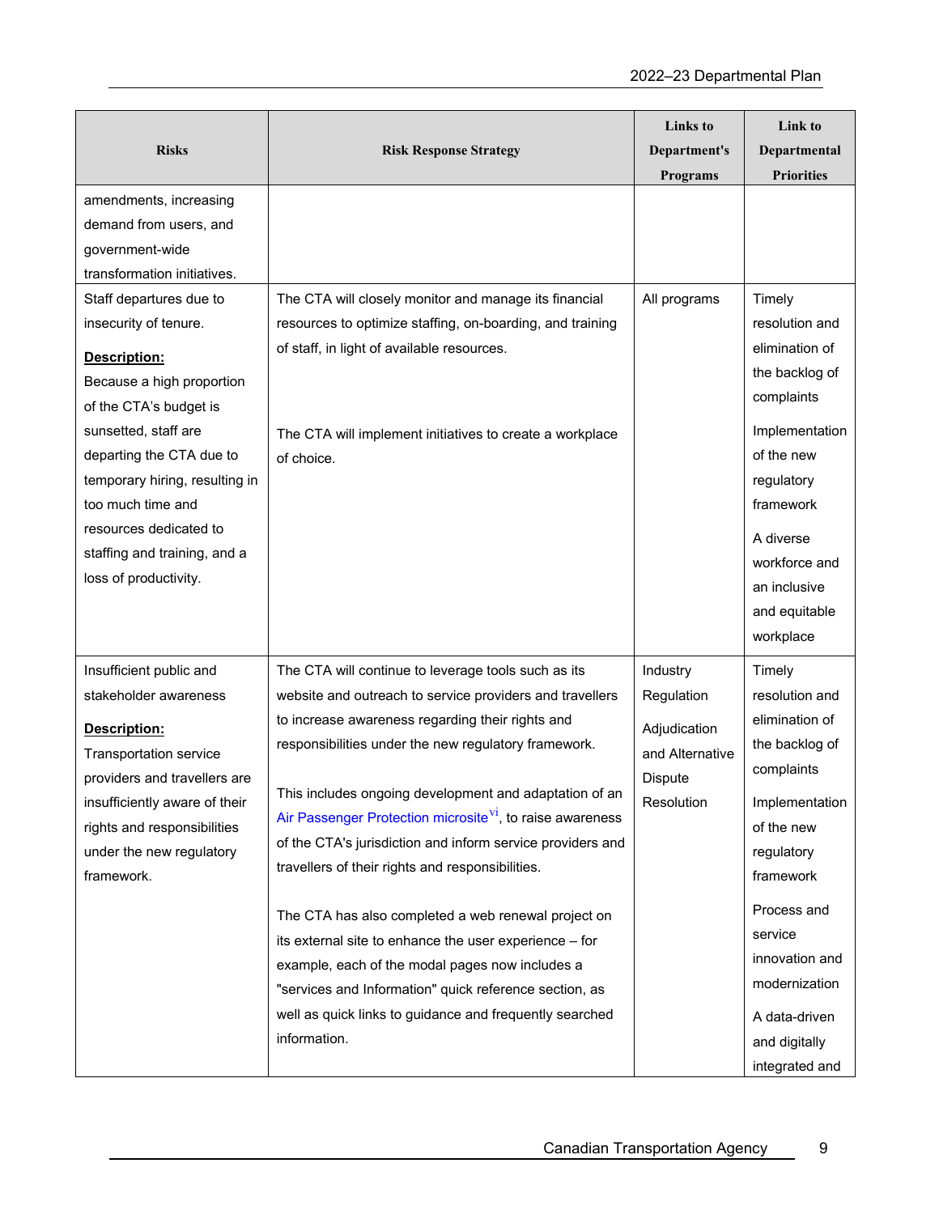| Risks | Risk Response Strategy | Links to Department's Programs | Link to Departmental Priorities |
|---|---|---|---|
| amendments, increasing demand from users, and government-wide transformation initiatives. | | | |
| Staff departures due to insecurity of tenure.<br><br>**Description:**<br>Because a high proportion of the CTA's budget is sunsetted, staff are departing the CTA due to temporary hiring, resulting in too much time and resources dedicated to staffing and training, and a loss of productivity. | The CTA will closely monitor and manage its financial resources to optimize staffing, on-boarding, and training of staff, in light of available resources.<br><br>The CTA will implement initiatives to create a workplace of choice. | All programs | Timely resolution and elimination of the backlog of complaints<br><br>Implementation of the new regulatory framework<br><br>A diverse workforce and an inclusive and equitable workplace |
| Insufficient public and stakeholder awareness<br><br>**Description:**<br>Transportation service providers and travellers are insufficiently aware of their rights and responsibilities under the new regulatory framework. | The CTA will continue to leverage tools such as its website and outreach to service providers and travellers to increase awareness regarding their rights and responsibilities under the new regulatory framework.<br><br>This includes ongoing development and adaptation of an Air Passenger Protection microsite[vi], to raise awareness of the CTA's jurisdiction and inform service providers and travellers of their rights and responsibilities.<br><br>The CTA has also completed a web renewal project on its external site to enhance the user experience – for example, each of the modal pages now includes a "services and Information" quick reference section, as well as quick links to guidance and frequently searched information. | Industry Regulation<br><br>Adjudication and Alternative Dispute Resolution | Timely resolution and elimination of the backlog of complaints<br><br>Implementation of the new regulatory framework<br><br>Process and service innovation and modernization<br><br>A data-driven and digitally integrated and |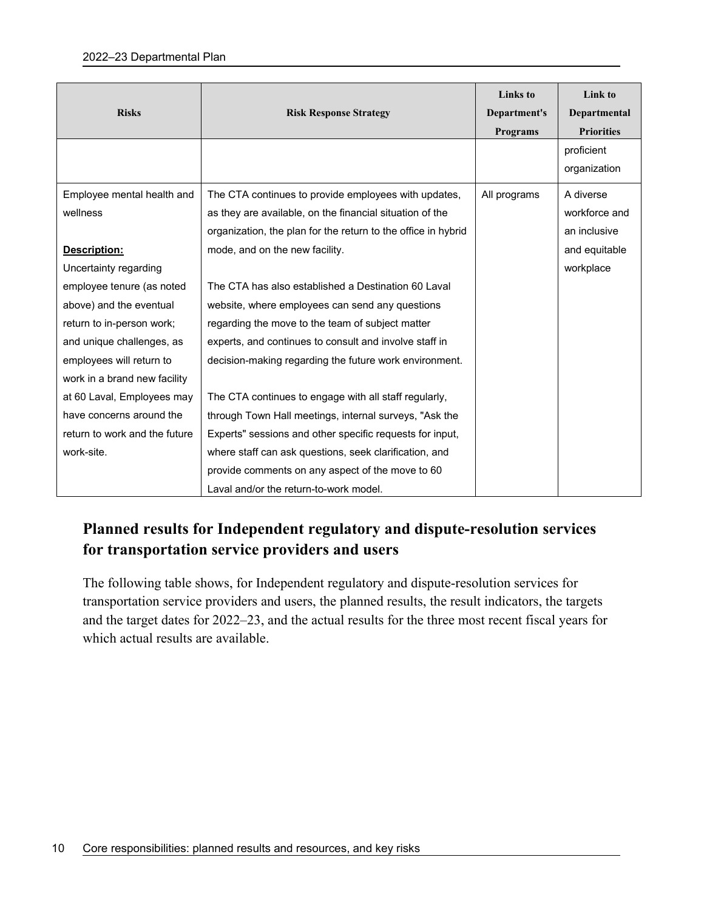| Risks | Risk Response Strategy | Links to Department's Programs | Link to Departmental Priorities |
|---|---|---|---|
| | | | proficient organization |
| Employee mental health and wellness<br><br>**Description:**<br>Uncertainty regarding employee tenure (as noted above) and the eventual return to in-person work; and unique challenges, as employees will return to work in a brand new facility at 60 Laval, Employees may have concerns around the return to work and the future work-site. | The CTA continues to provide employees with updates, as they are available, on the financial situation of the organization, the plan for the return to the office in hybrid mode, and on the new facility.<br><br>The CTA has also established a Destination 60 Laval website, where employees can send any questions regarding the move to the team of subject matter experts, and continues to consult and involve staff in decision-making regarding the future work environment.<br><br>The CTA continues to engage with all staff regularly, through Town Hall meetings, internal surveys, "Ask the Experts" sessions and other specific requests for input, where staff can ask questions, seek clarification, and provide comments on any aspect of the move to 60 Laval and/or the return-to-work model. | All programs | A diverse workforce and an inclusive and equitable workplace |

## Planned results for Independent regulatory and dispute-resolution services for transportation service providers and users

The following table shows, for Independent regulatory and dispute-resolution services for transportation service providers and users, the planned results, the result indicators, the targets and the target dates for 2022–23, and the actual results for the three most recent fiscal years for which actual results are available.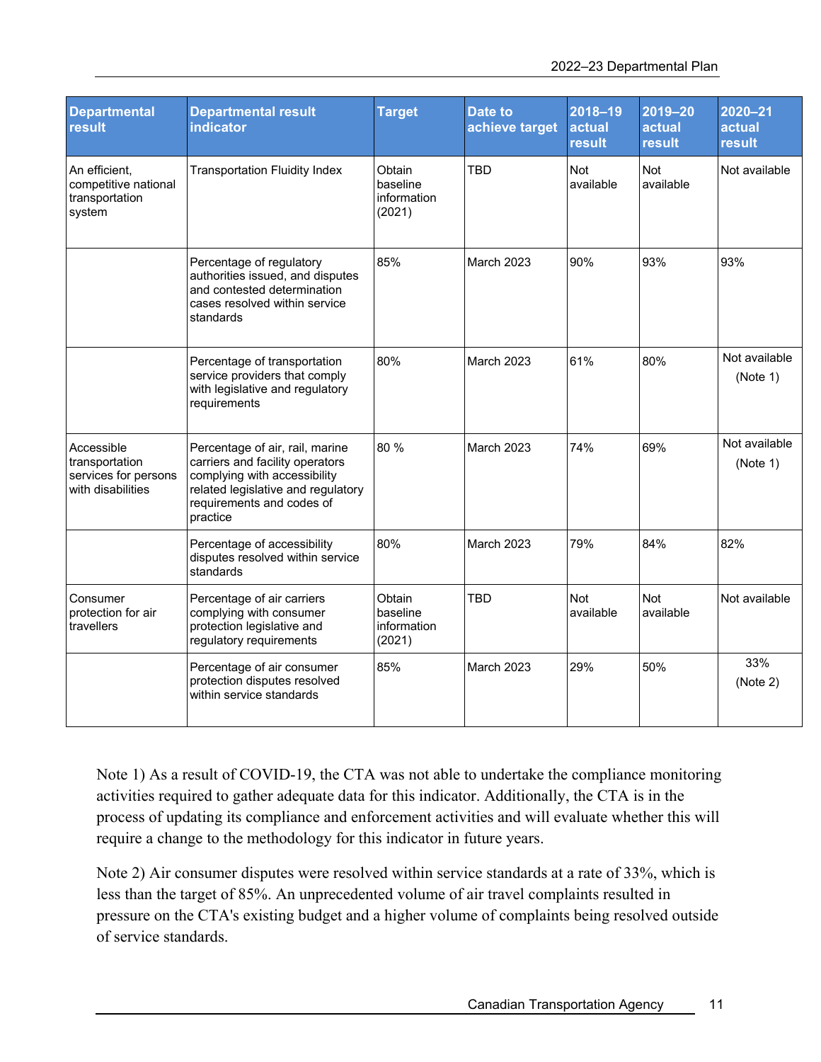| Departmental result | Departmental result indicator | Target | Date to achieve target | 2018–19 actual result | 2019–20 actual result | 2020–21 actual result |
|---|---|---|---|---|---|---|
| An efficient, competitive national transportation system | Transportation Fluidity Index | Obtain baseline information (2021) | TBD | Not available | Not available | Not available |
| | Percentage of regulatory authorities issued, and disputes and contested determination cases resolved within service standards | 85% | March 2023 | 90% | 93% | 93% |
| | Percentage of transportation service providers that comply with legislative and regulatory requirements | 80% | March 2023 | 61% | 80% | Not available (Note 1) |
| Accessible transportation services for persons with disabilities | Percentage of air, rail, marine carriers and facility operators complying with accessibility related legislative and regulatory requirements and codes of practice | 80 % | March 2023 | 74% | 69% | Not available (Note 1) |
| | Percentage of accessibility disputes resolved within service standards | 80% | March 2023 | 79% | 84% | 82% |
| Consumer protection for air travellers | Percentage of air carriers complying with consumer protection legislative and regulatory requirements | Obtain baseline information (2021) | TBD | Not available | Not available | Not available |
| | Percentage of air consumer protection disputes resolved within service standards | 85% | March 2023 | 29% | 50% | 33% (Note 2) |

Note 1) As a result of COVID-19, the CTA was not able to undertake the compliance monitoring activities required to gather adequate data for this indicator. Additionally, the CTA is in the process of updating its compliance and enforcement activities and will evaluate whether this will require a change to the methodology for this indicator in future years.

Note 2) Air consumer disputes were resolved within service standards at a rate of 33%, which is less than the target of 85%. An unprecedented volume of air travel complaints resulted in pressure on the CTA's existing budget and a higher volume of complaints being resolved outside of service standards.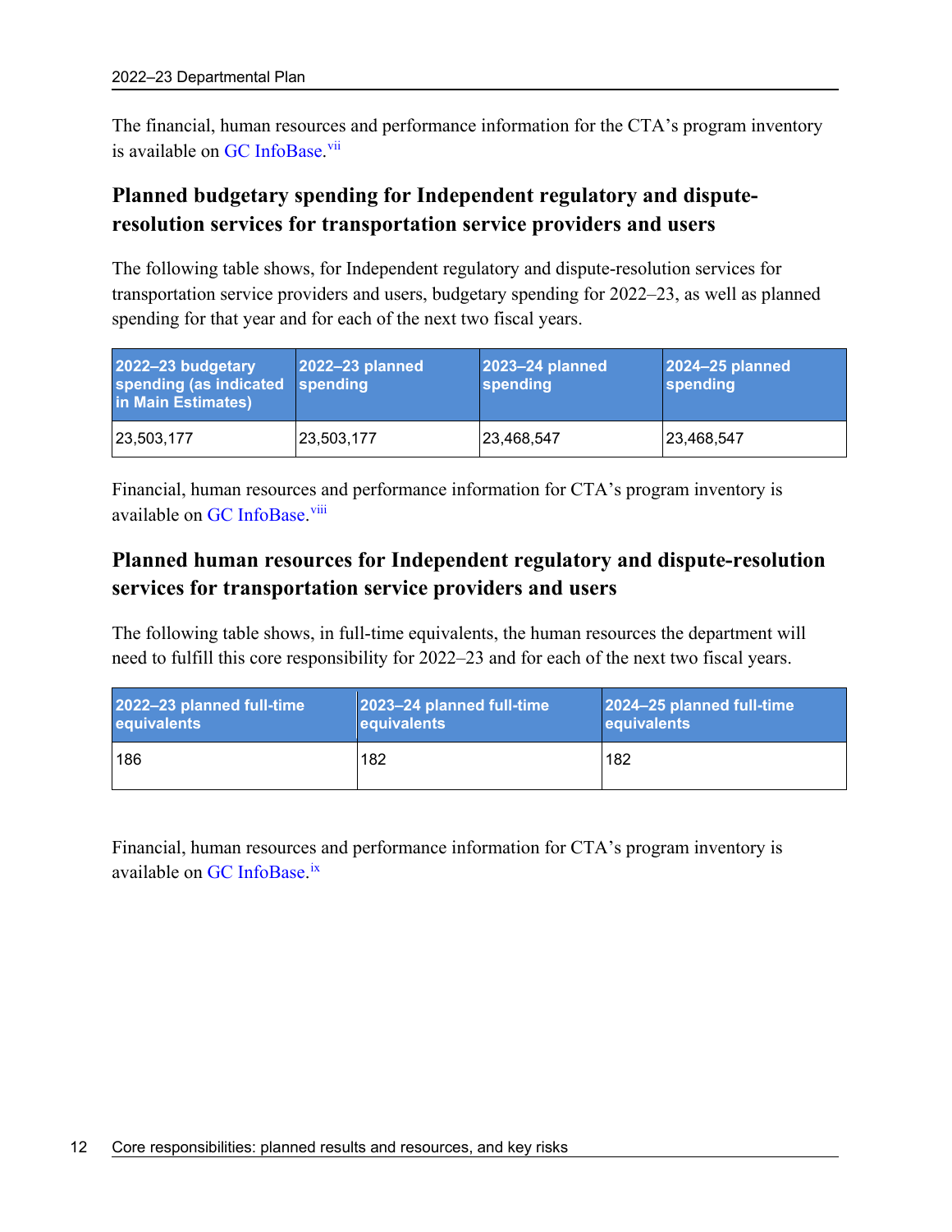The financial, human resources and performance information for the CTA's program inventory is available on GC InfoBase.[vii]

## Planned budgetary spending for Independent regulatory and dispute-resolution services for transportation service providers and users

The following table shows, for Independent regulatory and dispute-resolution services for transportation service providers and users, budgetary spending for 2022–23, as well as planned spending for that year and for each of the next two fiscal years.

| 2022–23 budgetary spending (as indicated in Main Estimates) | 2022–23 planned spending | 2023–24 planned spending | 2024–25 planned spending |
|---|---|---|---|
| 23,503,177 | 23,503,177 | 23,468,547 | 23,468,547 |

Financial, human resources and performance information for CTA's program inventory is available on GC InfoBase.[viii]

## Planned human resources for Independent regulatory and dispute-resolution services for transportation service providers and users

The following table shows, in full-time equivalents, the human resources the department will need to fulfill this core responsibility for 2022–23 and for each of the next two fiscal years.

| 2022–23 planned full-time equivalents | 2023–24 planned full-time equivalents | 2024–25 planned full-time equivalents |
|---|---|---|
| 186 | 182 | 182 |

Financial, human resources and performance information for CTA's program inventory is available on GC InfoBase.[ix]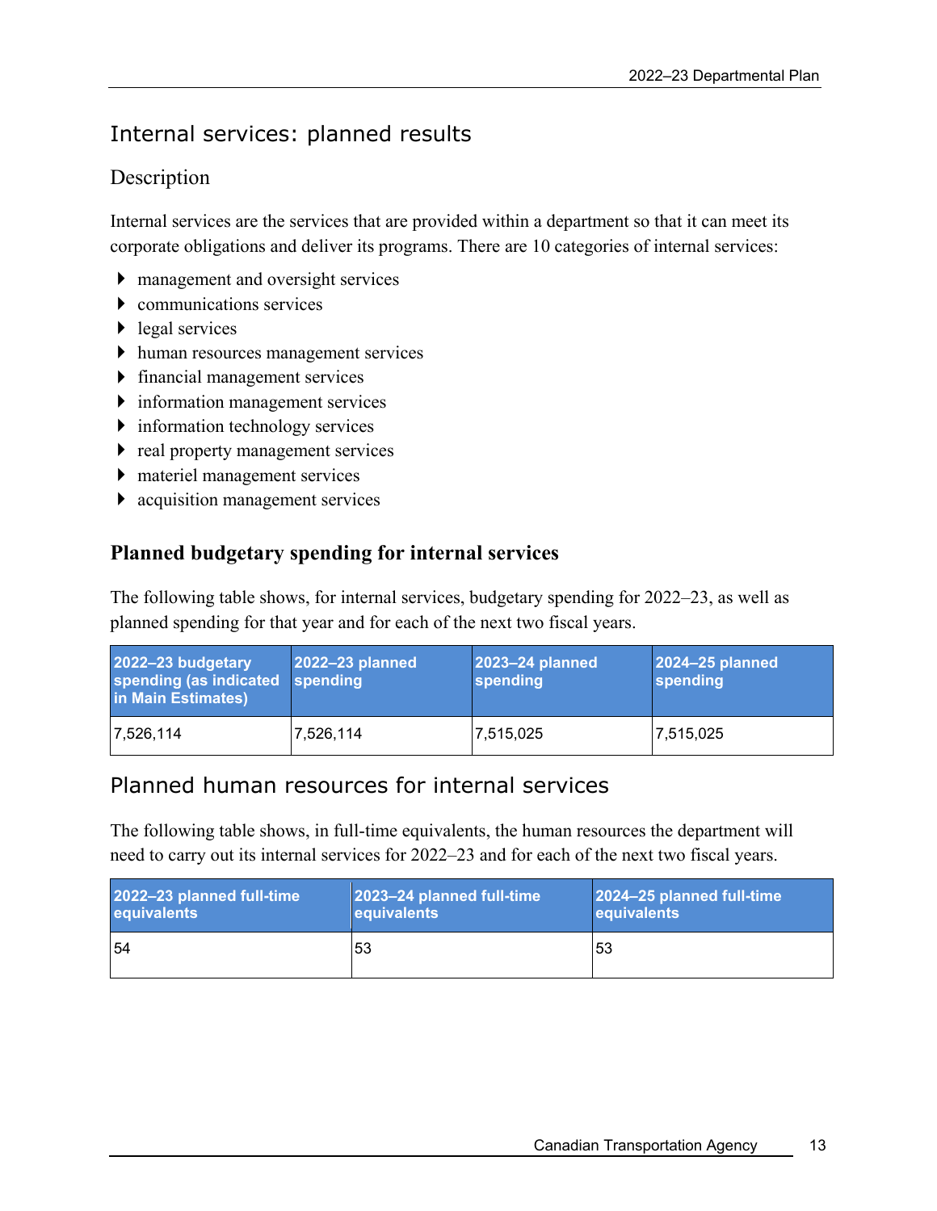## Internal services: planned results

### Description

Internal services are the services that are provided within a department so that it can meet its corporate obligations and deliver its programs. There are 10 categories of internal services:

- management and oversight services
- communications services
- legal services
- human resources management services
- financial management services
- information management services
- information technology services
- real property management services
- materiel management services
- acquisition management services

### Planned budgetary spending for internal services

The following table shows, for internal services, budgetary spending for 2022–23, as well as planned spending for that year and for each of the next two fiscal years.

| 2022–23 budgetary spending (as indicated in Main Estimates) | 2022–23 planned spending | 2023–24 planned spending | 2024–25 planned spending |
|---|---|---|---|
| 7,526,114 | 7,526,114 | 7,515,025 | 7,515,025 |

## Planned human resources for internal services

The following table shows, in full-time equivalents, the human resources the department will need to carry out its internal services for 2022–23 and for each of the next two fiscal years.

| 2022–23 planned full-time equivalents | 2023–24 planned full-time equivalents | 2024–25 planned full-time equivalents |
|---|---|---|
| 54 | 53 | 53 |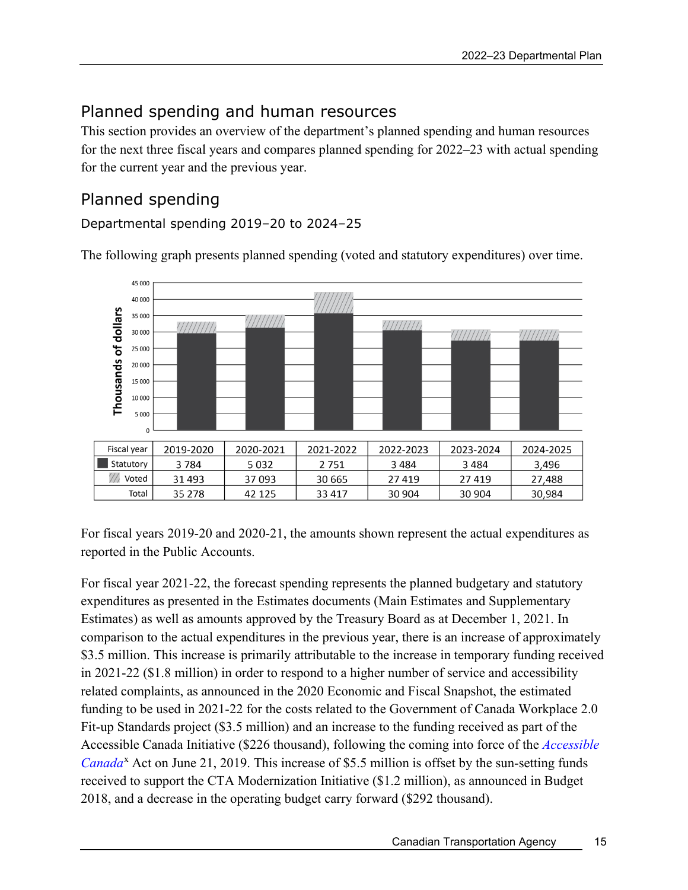## Planned spending and human resources

This section provides an overview of the department's planned spending and human resources for the next three fiscal years and compares planned spending for 2022–23 with actual spending for the current year and the previous year.

## Planned spending

### Departmental spending 2019–20 to 2024–25

The following graph presents planned spending (voted and statutory expenditures) over time.

| Fiscal year | 2019-2020 | 2020-2021 | 2021-2022 | 2022-2023 | 2023-2024 | 2024-2025 |
|---|---|---|---|---|---|---|
| Statutory | 3 784 | 5 032 | 2 751 | 3 484 | 3 484 | 3,496 |
| Voted | 31 493 | 37 093 | 30 665 | 27 419 | 27 419 | 27,488 |
| Total | 35 278 | 42 125 | 33 417 | 30 904 | 30 904 | 30,984 |

For fiscal years 2019-20 and 2020-21, the amounts shown represent the actual expenditures as reported in the Public Accounts.

For fiscal year 2021-22, the forecast spending represents the planned budgetary and statutory expenditures as presented in the Estimates documents (Main Estimates and Supplementary Estimates) as well as amounts approved by the Treasury Board as at December 1, 2021. In comparison to the actual expenditures in the previous year, there is an increase of approximately $3.5 million. This increase is primarily attributable to the increase in temporary funding received in 2021-22 ($1.8 million) in order to respond to a higher number of service and accessibility related complaints, as announced in the 2020 Economic and Fiscal Snapshot, the estimated funding to be used in 2021-22 for the costs related to the Government of Canada Workplace 2.0 Fit-up Standards project ($3.5 million) and an increase to the funding received as part of the Accessible Canada Initiative ($226 thousand), following the coming into force of the *Accessible Canada*[x] Act on June 21, 2019. This increase of $5.5 million is offset by the sun-setting funds received to support the CTA Modernization Initiative ($1.2 million), as announced in Budget 2018, and a decrease in the operating budget carry forward ($292 thousand).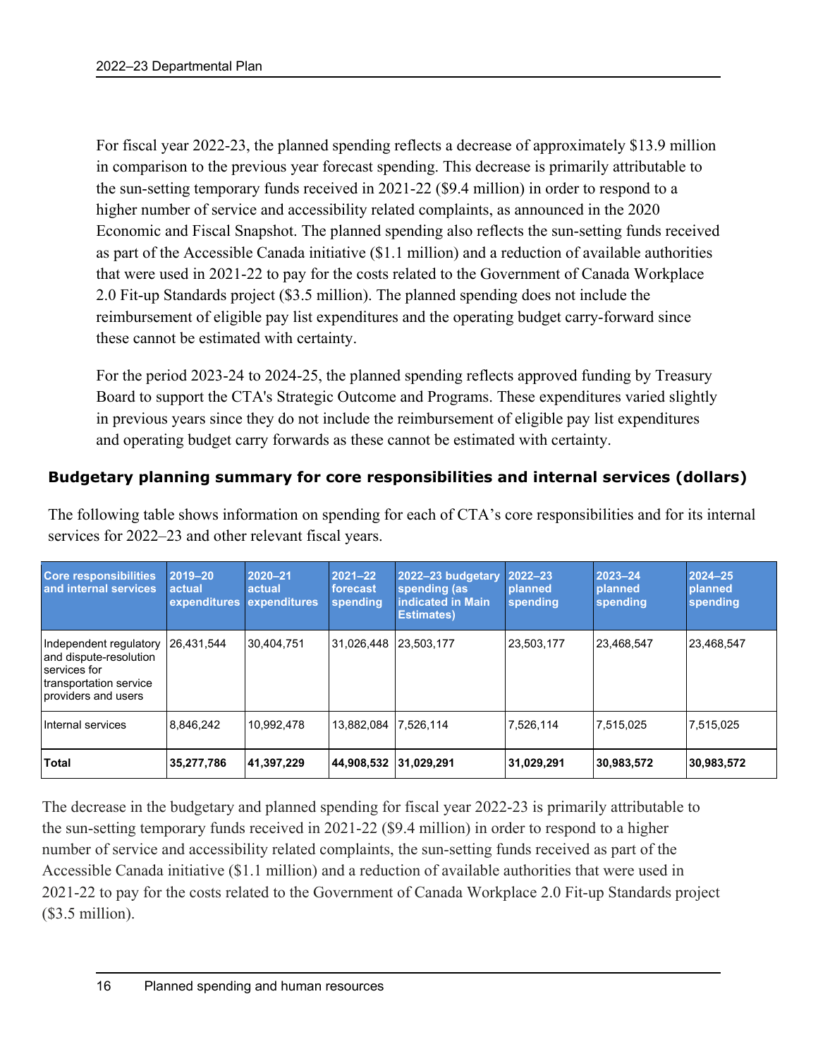For fiscal year 2022-23, the planned spending reflects a decrease of approximately $13.9 million in comparison to the previous year forecast spending. This decrease is primarily attributable to the sun-setting temporary funds received in 2021-22 ($9.4 million) in order to respond to a higher number of service and accessibility related complaints, as announced in the 2020 Economic and Fiscal Snapshot. The planned spending also reflects the sun-setting funds received as part of the Accessible Canada initiative ($1.1 million) and a reduction of available authorities that were used in 2021-22 to pay for the costs related to the Government of Canada Workplace 2.0 Fit-up Standards project ($3.5 million). The planned spending does not include the reimbursement of eligible pay list expenditures and the operating budget carry-forward since these cannot be estimated with certainty.

For the period 2023-24 to 2024-25, the planned spending reflects approved funding by Treasury Board to support the CTA's Strategic Outcome and Programs. These expenditures varied slightly in previous years since they do not include the reimbursement of eligible pay list expenditures and operating budget carry forwards as these cannot be estimated with certainty.

### Budgetary planning summary for core responsibilities and internal services (dollars)

The following table shows information on spending for each of CTA's core responsibilities and for its internal services for 2022–23 and other relevant fiscal years.

| Core responsibilities and internal services | 2019–20 actual expenditures | 2020–21 actual expenditures | 2021–22 forecast spending | 2022–23 budgetary spending (as indicated in Main Estimates) | 2022–23 planned spending | 2023–24 planned spending | 2024–25 planned spending |
|---|---|---|---|---|---|---|---|
| Independent regulatory and dispute-resolution services for transportation service providers and users | 26,431,544 | 30,404,751 | 31,026,448 | 23,503,177 | 23,503,177 | 23,468,547 | 23,468,547 |
| Internal services | 8,846,242 | 10,992,478 | 13,882,084 | 7,526,114 | 7,526,114 | 7,515,025 | 7,515,025 |
| **Total** | **35,277,786** | **41,397,229** | **44,908,532** | **31,029,291** | **31,029,291** | **30,983,572** | **30,983,572** |

The decrease in the budgetary and planned spending for fiscal year 2022-23 is primarily attributable to the sun-setting temporary funds received in 2021-22 ($9.4 million) in order to respond to a higher number of service and accessibility related complaints, the sun-setting funds received as part of the Accessible Canada initiative ($1.1 million) and a reduction of available authorities that were used in 2021-22 to pay for the costs related to the Government of Canada Workplace 2.0 Fit-up Standards project ($3.5 million).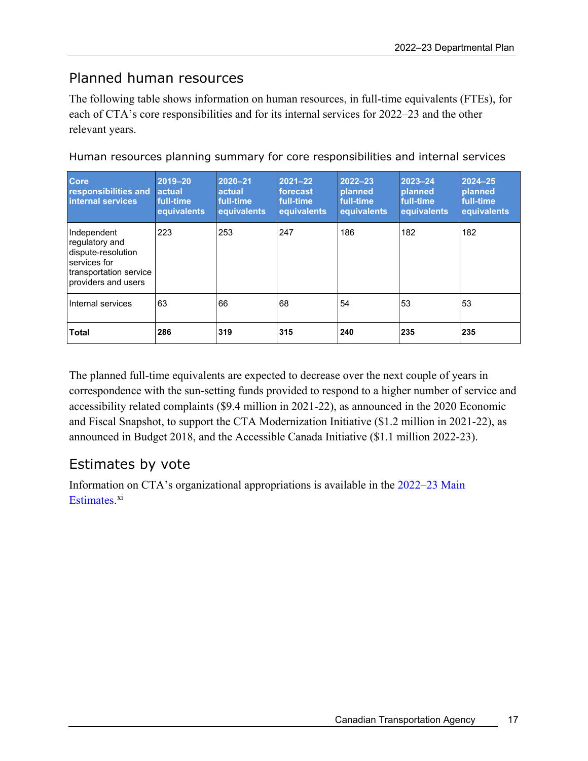## Planned human resources

The following table shows information on human resources, in full-time equivalents (FTEs), for each of CTA's core responsibilities and for its internal services for 2022–23 and the other relevant years.

### Human resources planning summary for core responsibilities and internal services

| Core responsibilities and internal services | 2019–20 actual full-time equivalents | 2020–21 actual full-time equivalents | 2021–22 forecast full-time equivalents | 2022–23 planned full-time equivalents | 2023–24 planned full-time equivalents | 2024–25 planned full-time equivalents |
|---|---|---|---|---|---|---|
| Independent regulatory and dispute-resolution services for transportation service providers and users | 223 | 253 | 247 | 186 | 182 | 182 |
| Internal services | 63 | 66 | 68 | 54 | 53 | 53 |
| **Total** | **286** | **319** | **315** | **240** | **235** | **235** |

The planned full-time equivalents are expected to decrease over the next couple of years in correspondence with the sun-setting funds provided to respond to a higher number of service and accessibility related complaints ($9.4 million in 2021-22), as announced in the 2020 Economic and Fiscal Snapshot, to support the CTA Modernization Initiative ($1.2 million in 2021-22), as announced in Budget 2018, and the Accessible Canada Initiative ($1.1 million 2022-23).

## Estimates by vote

Information on CTA's organizational appropriations is available in the 2022–23 Main Estimates.[xi]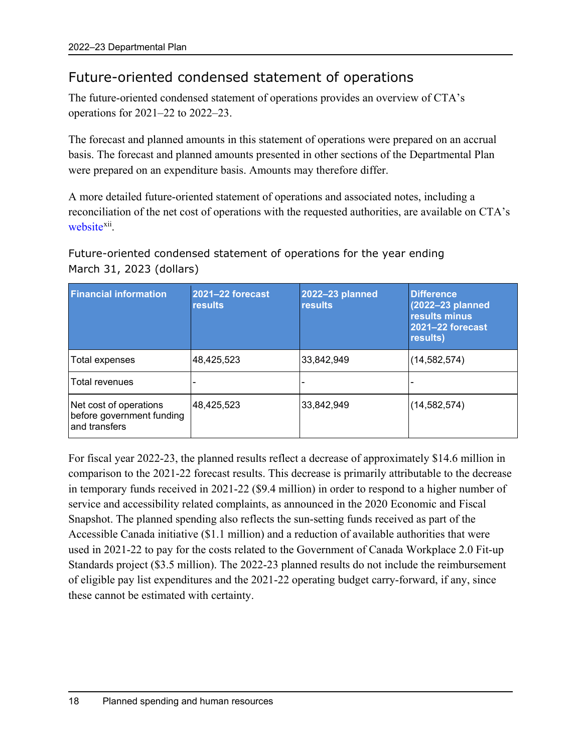## Future-oriented condensed statement of operations

The future-oriented condensed statement of operations provides an overview of CTA's operations for 2021–22 to 2022–23.

The forecast and planned amounts in this statement of operations were prepared on an accrual basis. The forecast and planned amounts presented in other sections of the Departmental Plan were prepared on an expenditure basis. Amounts may therefore differ.

A more detailed future-oriented statement of operations and associated notes, including a reconciliation of the net cost of operations with the requested authorities, are available on CTA's website[xii].

### Future-oriented condensed statement of operations for the year ending March 31, 2023 (dollars)

| Financial information | 2021–22 forecast results | 2022–23 planned results | Difference (2022–23 planned results minus 2021–22 forecast results) |
|---|---|---|---|
| Total expenses | 48,425,523 | 33,842,949 | (14,582,574) |
| Total revenues | - | - | - |
| Net cost of operations before government funding and transfers | 48,425,523 | 33,842,949 | (14,582,574) |

For fiscal year 2022-23, the planned results reflect a decrease of approximately $14.6 million in comparison to the 2021-22 forecast results. This decrease is primarily attributable to the decrease in temporary funds received in 2021-22 ($9.4 million) in order to respond to a higher number of service and accessibility related complaints, as announced in the 2020 Economic and Fiscal Snapshot. The planned spending also reflects the sun-setting funds received as part of the Accessible Canada initiative ($1.1 million) and a reduction of available authorities that were used in 2021-22 to pay for the costs related to the Government of Canada Workplace 2.0 Fit-up Standards project ($3.5 million). The 2022-23 planned results do not include the reimbursement of eligible pay list expenditures and the 2021-22 operating budget carry-forward, if any, since these cannot be estimated with certainty.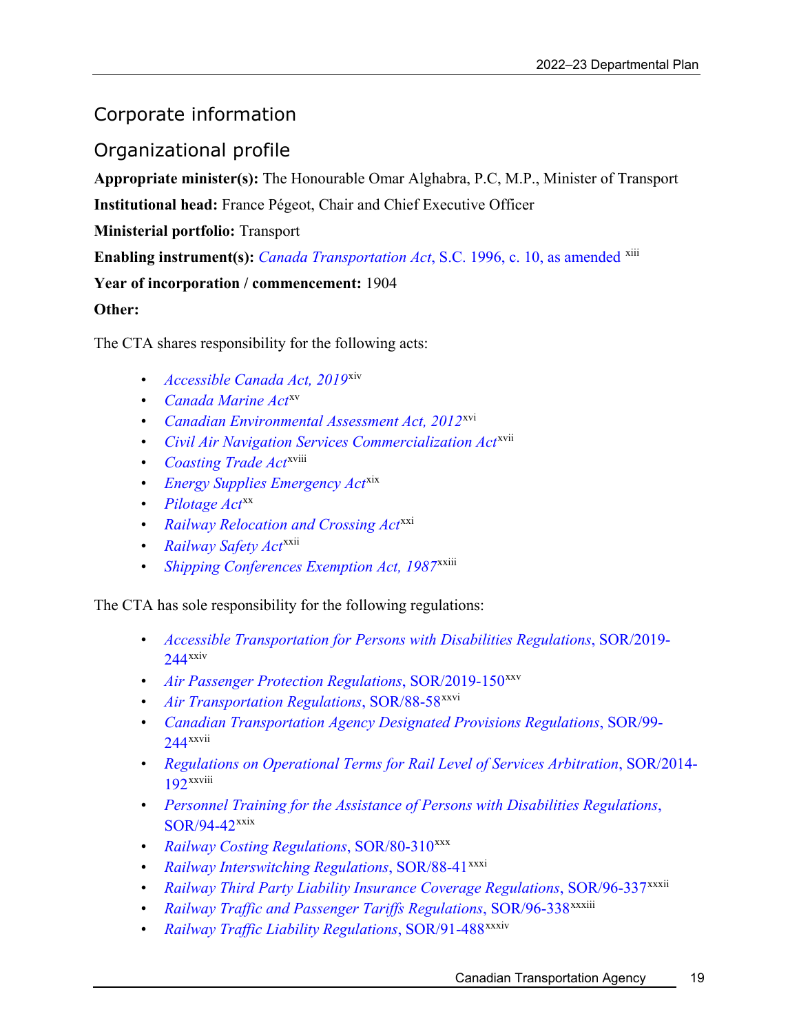## Corporate information

## Organizational profile

**Appropriate minister(s):** The Honourable Omar Alghabra, P.C, M.P., Minister of Transport

**Institutional head:** France Pégeot, Chair and Chief Executive Officer

**Ministerial portfolio:** Transport

**Enabling instrument(s):** *Canada Transportation Act*, S.C. 1996, c. 10, as amended [xiii]

**Year of incorporation / commencement:** 1904

**Other:**

The CTA shares responsibility for the following acts:

- *Accessible Canada Act, 2019*[xiv]
- *Canada Marine Act*[xv]
- *Canadian Environmental Assessment Act, 2012*[xvi]
- *Civil Air Navigation Services Commercialization Act*[xvii]
- *Coasting Trade Act*[xviii]
- *Energy Supplies Emergency Act*[xix]
- *Pilotage Act*[xx]
- *Railway Relocation and Crossing Act*[xxi]
- *Railway Safety Act*[xxii]
- *Shipping Conferences Exemption Act, 1987*[xxiii]

The CTA has sole responsibility for the following regulations:

- *Accessible Transportation for Persons with Disabilities Regulations*, SOR/2019-244[xxiv]
- *Air Passenger Protection Regulations*, SOR/2019-150[xxv]
- *Air Transportation Regulations*, SOR/88-58[xxvi]
- *Canadian Transportation Agency Designated Provisions Regulations*, SOR/99-244[xxvii]
- *Regulations on Operational Terms for Rail Level of Services Arbitration*, SOR/2014-192[xxviii]
- *Personnel Training for the Assistance of Persons with Disabilities Regulations*, SOR/94-42[xxix]
- *Railway Costing Regulations*, SOR/80-310[xxx]
- *Railway Interswitching Regulations*, SOR/88-41[xxxi]
- *Railway Third Party Liability Insurance Coverage Regulations*, SOR/96-337[xxxii]
- *Railway Traffic and Passenger Tariffs Regulations*, SOR/96-338[xxxiii]
- *Railway Traffic Liability Regulations*, SOR/91-488[xxxiv]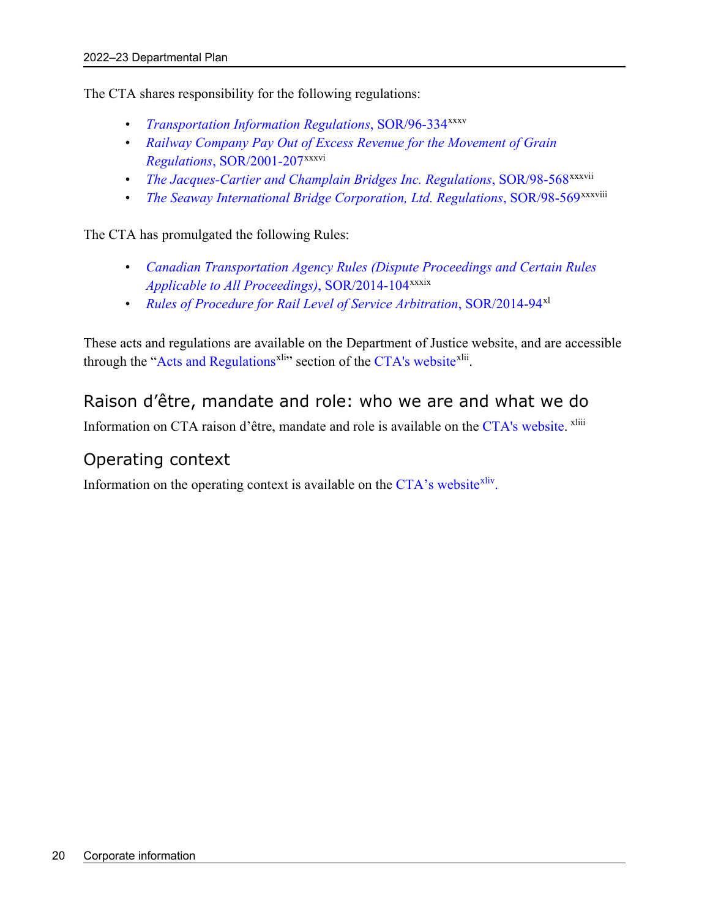The CTA shares responsibility for the following regulations:

- *Transportation Information Regulations*, SOR/96-334[xxxv]
- *Railway Company Pay Out of Excess Revenue for the Movement of Grain Regulations*, SOR/2001-207[xxxvi]
- *The Jacques-Cartier and Champlain Bridges Inc. Regulations*, SOR/98-568[xxxvii]
- *The Seaway International Bridge Corporation, Ltd. Regulations*, SOR/98-569[xxxviii]

The CTA has promulgated the following Rules:

- *Canadian Transportation Agency Rules (Dispute Proceedings and Certain Rules Applicable to All Proceedings)*, SOR/2014-104[xxxix]
- *Rules of Procedure for Rail Level of Service Arbitration*, SOR/2014-94[xl]

These acts and regulations are available on the Department of Justice website, and are accessible through the "Acts and Regulations[xli]" section of the CTA's website[xlii].

## Raison d'être, mandate and role: who we are and what we do

Information on CTA raison d'être, mandate and role is available on the CTA's website.[xliii]

## Operating context

Information on the operating context is available on the CTA's website[xliv].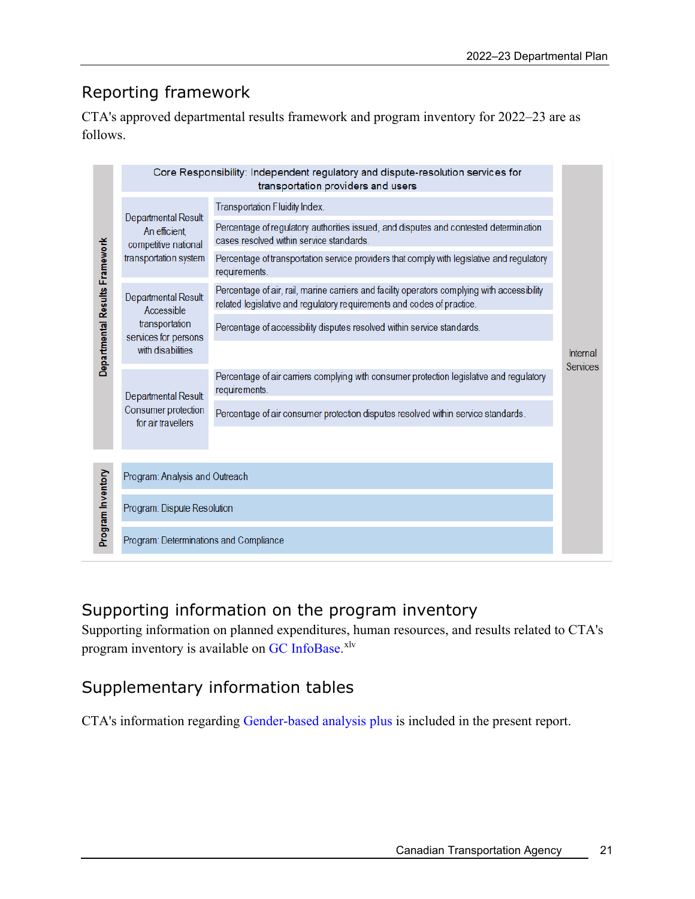## Reporting framework

CTA's approved departmental results framework and program inventory for 2022–23 are as follows.

| | Core Responsibility: Independent regulatory and dispute-resolution services for transportation providers and users | | |
|---|---|---|---|
| Departmental Results Framework | Departmental Result An efficient, competitive national transportation system | Transportation Fluidity Index. | Internal Services |
| | | Percentage of regulatory authorities issued, and disputes and contested determination cases resolved within service standards. | |
| | | Percentage of transportation service providers that comply with legislative and regulatory requirements. | |
| | Departmental Result Accessible transportation services for persons with disabilities | Percentage of air, rail, marine carriers and facility operators complying with accessibility related legislative and regulatory requirements and codes of practice. | |
| | | Percentage of accessibility disputes resolved within service standards. | |
| | Departmental Result Consumer protection for air travellers | Percentage of air carriers complying with consumer protection legislative and regulatory requirements. | |
| | | Percentage of air consumer protection disputes resolved within service standards. | |
| Program Inventory | Program: Analysis and Outreach | | |
| | Program: Dispute Resolution | | |
| | Program: Determinations and Compliance | | |

## Supporting information on the program inventory

Supporting information on planned expenditures, human resources, and results related to CTA's program inventory is available on GC InfoBase.[xlv]

## Supplementary information tables

CTA's information regarding Gender-based analysis plus is included in the present report.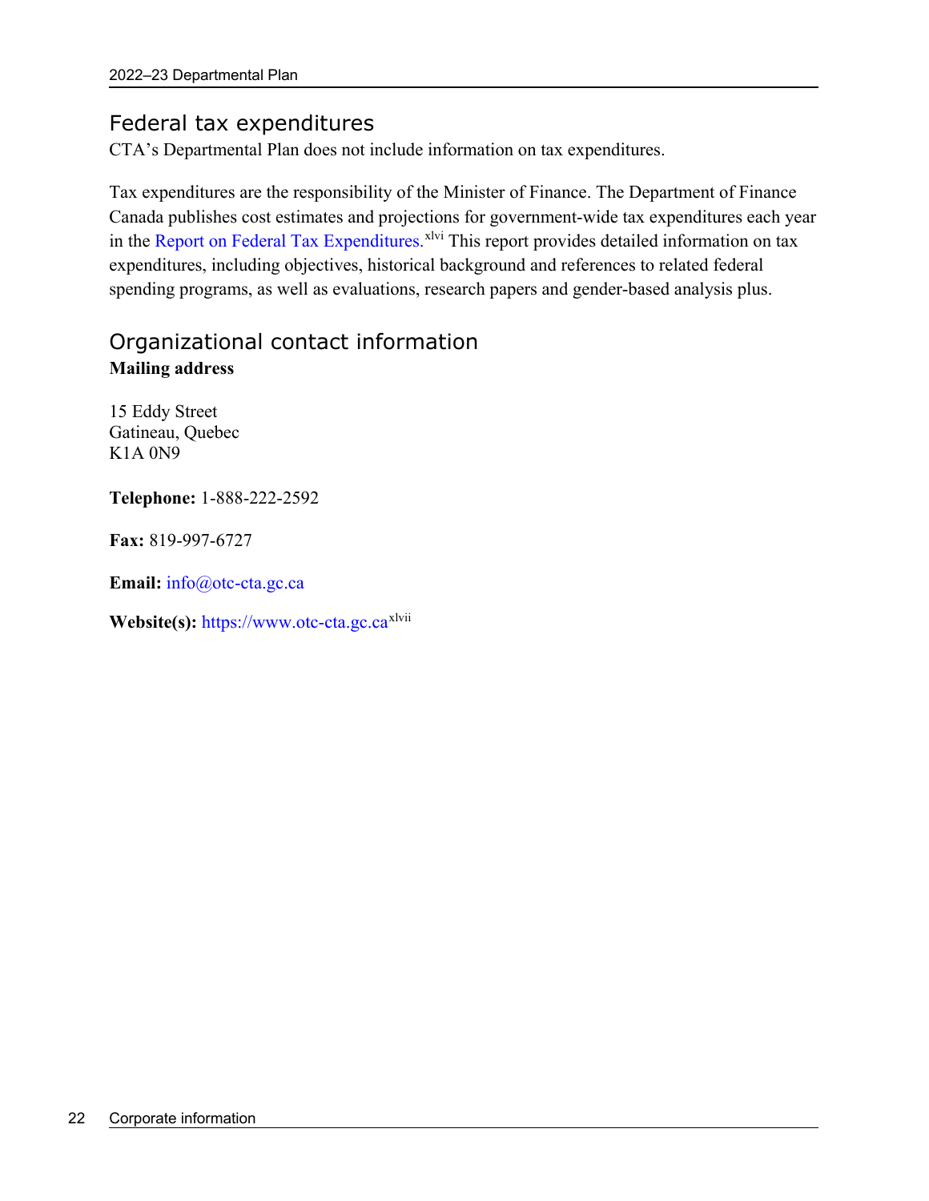## Federal tax expenditures

CTA's Departmental Plan does not include information on tax expenditures.

Tax expenditures are the responsibility of the Minister of Finance. The Department of Finance Canada publishes cost estimates and projections for government-wide tax expenditures each year in the Report on Federal Tax Expenditures.[xlvi] This report provides detailed information on tax expenditures, including objectives, historical background and references to related federal spending programs, as well as evaluations, research papers and gender-based analysis plus.

## Organizational contact information

**Mailing address**

15 Eddy Street
Gatineau, Quebec
K1A 0N9

**Telephone:** 1-888-222-2592

**Fax:** 819-997-6727

**Email:** info@otc-cta.gc.ca

**Website(s):** https://www.otc-cta.gc.ca[xlvii]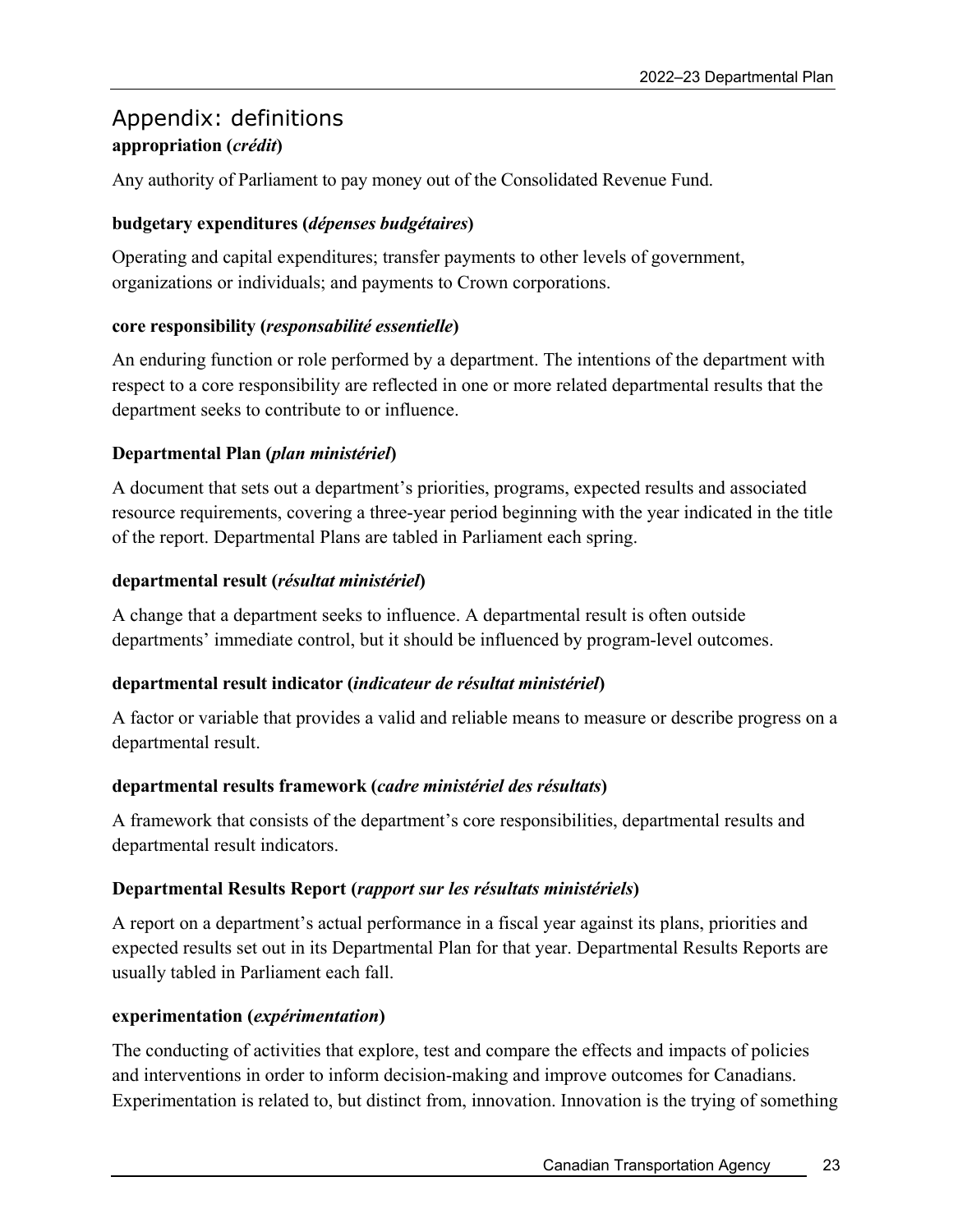## Appendix: definitions

**appropriation (*crédit*)**

Any authority of Parliament to pay money out of the Consolidated Revenue Fund.

**budgetary expenditures (*dépenses budgétaires*)**

Operating and capital expenditures; transfer payments to other levels of government, organizations or individuals; and payments to Crown corporations.

**core responsibility (*responsabilité essentielle*)**

An enduring function or role performed by a department. The intentions of the department with respect to a core responsibility are reflected in one or more related departmental results that the department seeks to contribute to or influence.

**Departmental Plan (*plan ministériel*)**

A document that sets out a department's priorities, programs, expected results and associated resource requirements, covering a three-year period beginning with the year indicated in the title of the report. Departmental Plans are tabled in Parliament each spring.

**departmental result (*résultat ministériel*)**

A change that a department seeks to influence. A departmental result is often outside departments' immediate control, but it should be influenced by program-level outcomes.

**departmental result indicator (*indicateur de résultat ministériel*)**

A factor or variable that provides a valid and reliable means to measure or describe progress on a departmental result.

**departmental results framework (*cadre ministériel des résultats*)**

A framework that consists of the department's core responsibilities, departmental results and departmental result indicators.

**Departmental Results Report (*rapport sur les résultats ministériels*)**

A report on a department's actual performance in a fiscal year against its plans, priorities and expected results set out in its Departmental Plan for that year. Departmental Results Reports are usually tabled in Parliament each fall.

**experimentation (*expérimentation*)**

The conducting of activities that explore, test and compare the effects and impacts of policies and interventions in order to inform decision-making and improve outcomes for Canadians. Experimentation is related to, but distinct from, innovation. Innovation is the trying of something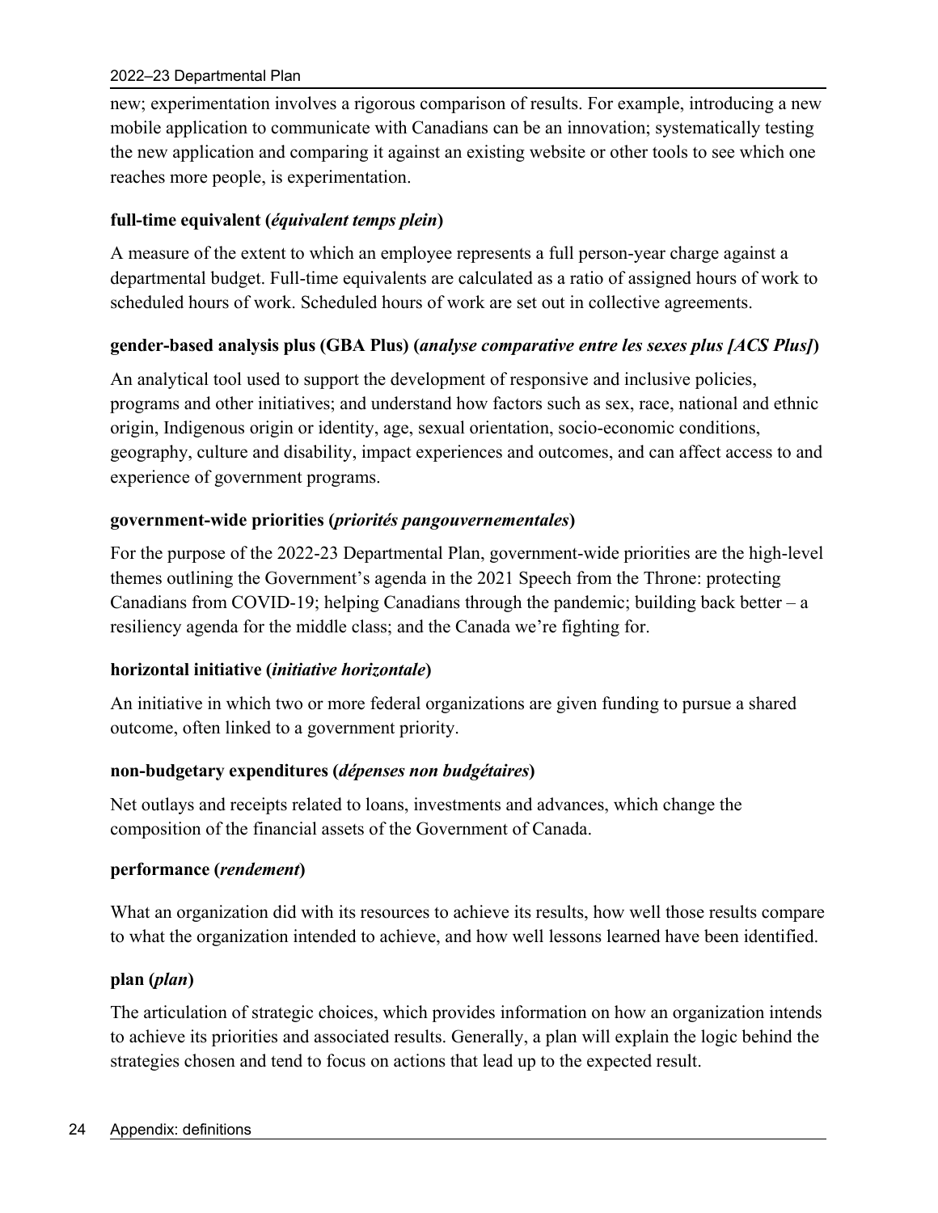new; experimentation involves a rigorous comparison of results. For example, introducing a new mobile application to communicate with Canadians can be an innovation; systematically testing the new application and comparing it against an existing website or other tools to see which one reaches more people, is experimentation.

**full-time equivalent (*équivalent temps plein*)**

A measure of the extent to which an employee represents a full person-year charge against a departmental budget. Full-time equivalents are calculated as a ratio of assigned hours of work to scheduled hours of work. Scheduled hours of work are set out in collective agreements.

**gender-based analysis plus (GBA Plus) (*analyse comparative entre les sexes plus [ACS Plus]*)**

An analytical tool used to support the development of responsive and inclusive policies, programs and other initiatives; and understand how factors such as sex, race, national and ethnic origin, Indigenous origin or identity, age, sexual orientation, socio-economic conditions, geography, culture and disability, impact experiences and outcomes, and can affect access to and experience of government programs.

**government-wide priorities (*priorités pangouvernementales*)**

For the purpose of the 2022-23 Departmental Plan, government-wide priorities are the high-level themes outlining the Government's agenda in the 2021 Speech from the Throne: protecting Canadians from COVID-19; helping Canadians through the pandemic; building back better – a resiliency agenda for the middle class; and the Canada we're fighting for.

**horizontal initiative (*initiative horizontale*)**

An initiative in which two or more federal organizations are given funding to pursue a shared outcome, often linked to a government priority.

**non-budgetary expenditures (*dépenses non budgétaires*)**

Net outlays and receipts related to loans, investments and advances, which change the composition of the financial assets of the Government of Canada.

**performance (*rendement*)**

What an organization did with its resources to achieve its results, how well those results compare to what the organization intended to achieve, and how well lessons learned have been identified.

**plan (*plan*)**

The articulation of strategic choices, which provides information on how an organization intends to achieve its priorities and associated results. Generally, a plan will explain the logic behind the strategies chosen and tend to focus on actions that lead up to the expected result.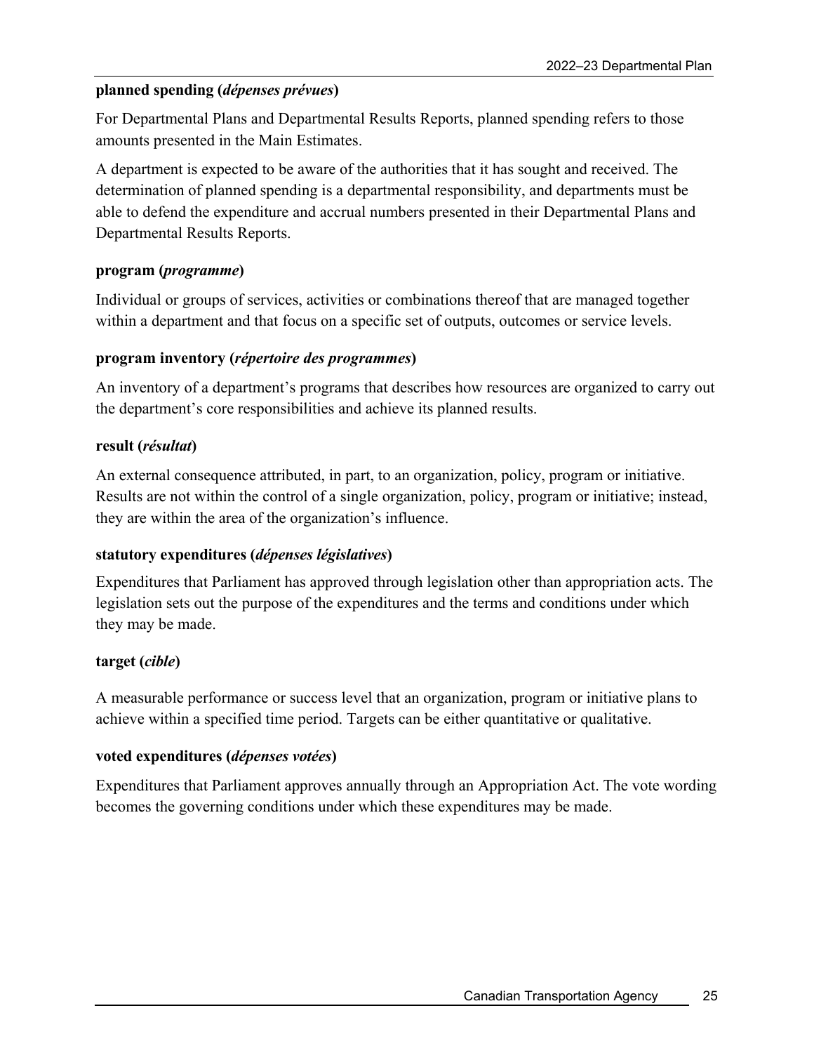**planned spending (*dépenses prévues*)**

For Departmental Plans and Departmental Results Reports, planned spending refers to those amounts presented in the Main Estimates.

A department is expected to be aware of the authorities that it has sought and received. The determination of planned spending is a departmental responsibility, and departments must be able to defend the expenditure and accrual numbers presented in their Departmental Plans and Departmental Results Reports.

**program (*programme*)**

Individual or groups of services, activities or combinations thereof that are managed together within a department and that focus on a specific set of outputs, outcomes or service levels.

**program inventory (*répertoire des programmes*)**

An inventory of a department's programs that describes how resources are organized to carry out the department's core responsibilities and achieve its planned results.

**result (*résultat*)**

An external consequence attributed, in part, to an organization, policy, program or initiative. Results are not within the control of a single organization, policy, program or initiative; instead, they are within the area of the organization's influence.

**statutory expenditures (*dépenses législatives*)**

Expenditures that Parliament has approved through legislation other than appropriation acts. The legislation sets out the purpose of the expenditures and the terms and conditions under which they may be made.

**target (*cible*)**

A measurable performance or success level that an organization, program or initiative plans to achieve within a specified time period. Targets can be either quantitative or qualitative.

**voted expenditures (*dépenses votées*)**

Expenditures that Parliament approves annually through an Appropriation Act. The vote wording becomes the governing conditions under which these expenditures may be made.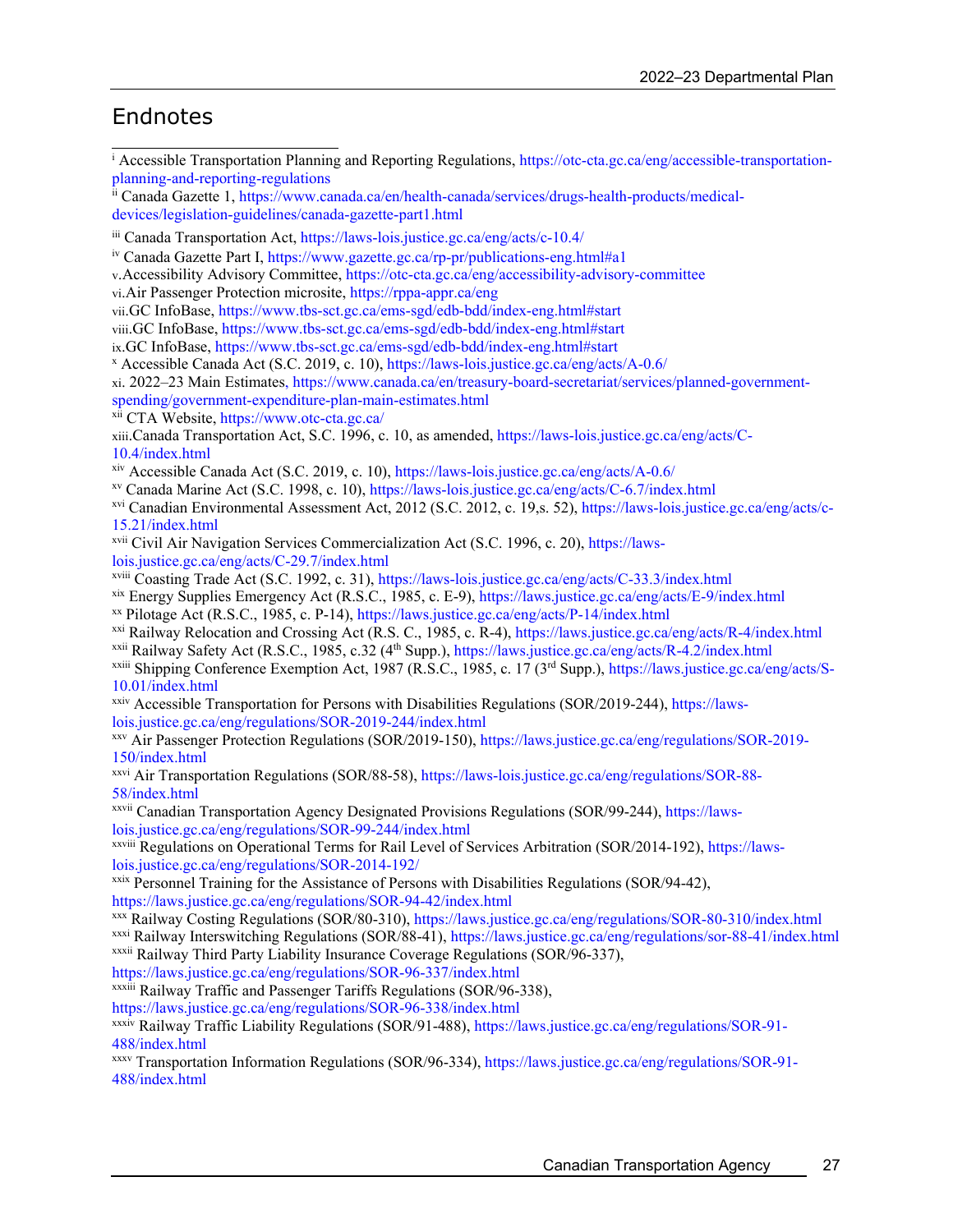# Endnotes

[i] Accessible Transportation Planning and Reporting Regulations, https://otc-cta.gc.ca/eng/accessible-transportation-planning-and-reporting-regulations

[ii] Canada Gazette 1, https://www.canada.ca/en/health-canada/services/drugs-health-products/medical-devices/legislation-guidelines/canada-gazette-part1.html

[iii] Canada Transportation Act, https://laws-lois.justice.gc.ca/eng/acts/c-10.4/

[iv] Canada Gazette Part I, https://www.gazette.gc.ca/rp-pr/publications-eng.html#a1

v. Accessibility Advisory Committee, https://otc-cta.gc.ca/eng/accessibility-advisory-committee

vi. Air Passenger Protection microsite, https://rppa-appr.ca/eng

vii. GC InfoBase, https://www.tbs-sct.gc.ca/ems-sgd/edb-bdd/index-eng.html#start

viii. GC InfoBase, https://www.tbs-sct.gc.ca/ems-sgd/edb-bdd/index-eng.html#start

ix. GC InfoBase, https://www.tbs-sct.gc.ca/ems-sgd/edb-bdd/index-eng.html#start

[x] Accessible Canada Act (S.C. 2019, c. 10), https://laws-lois.justice.gc.ca/eng/acts/A-0.6/

xi. 2022–23 Main Estimates, https://www.canada.ca/en/treasury-board-secretariat/services/planned-government-spending/government-expenditure-plan-main-estimates.html

[xii] CTA Website, https://www.otc-cta.gc.ca/

xiii. Canada Transportation Act, S.C. 1996, c. 10, as amended, https://laws-lois.justice.gc.ca/eng/acts/C-10.4/index.html

[xiv] Accessible Canada Act (S.C. 2019, c. 10), https://laws-lois.justice.gc.ca/eng/acts/A-0.6/

[xv] Canada Marine Act (S.C. 1998, c. 10), https://laws-lois.justice.gc.ca/eng/acts/C-6.7/index.html

[xvi] Canadian Environmental Assessment Act, 2012 (S.C. 2012, c. 19,s. 52), https://laws-lois.justice.gc.ca/eng/acts/c-15.21/index.html

[xvii] Civil Air Navigation Services Commercialization Act (S.C. 1996, c. 20), https://laws-lois.justice.gc.ca/eng/acts/C-29.7/index.html

[xviii] Coasting Trade Act (S.C. 1992, c. 31), https://laws-lois.justice.gc.ca/eng/acts/C-33.3/index.html

[xix] Energy Supplies Emergency Act (R.S.C., 1985, c. E-9), https://laws.justice.gc.ca/eng/acts/E-9/index.html

[xx] Pilotage Act (R.S.C., 1985, c. P-14), https://laws.justice.gc.ca/eng/acts/P-14/index.html

[xxi] Railway Relocation and Crossing Act (R.S. C., 1985, c. R-4), https://laws.justice.gc.ca/eng/acts/R-4/index.html

[xxii] Railway Safety Act (R.S.C., 1985, c.32 (4th Supp.), https://laws.justice.gc.ca/eng/acts/R-4.2/index.html

[xxiii] Shipping Conference Exemption Act, 1987 (R.S.C., 1985, c. 17 (3rd Supp.), https://laws.justice.gc.ca/eng/acts/S-10.01/index.html

[xxiv] Accessible Transportation for Persons with Disabilities Regulations (SOR/2019-244), https://laws-lois.justice.gc.ca/eng/regulations/SOR-2019-244/index.html

[xxv] Air Passenger Protection Regulations (SOR/2019-150), https://laws.justice.gc.ca/eng/regulations/SOR-2019-150/index.html

[xxvi] Air Transportation Regulations (SOR/88-58), https://laws-lois.justice.gc.ca/eng/regulations/SOR-88-58/index.html

[xxvii] Canadian Transportation Agency Designated Provisions Regulations (SOR/99-244), https://laws-lois.justice.gc.ca/eng/regulations/SOR-99-244/index.html

[xxviii] Regulations on Operational Terms for Rail Level of Services Arbitration (SOR/2014-192), https://laws-lois.justice.gc.ca/eng/regulations/SOR-2014-192/

[xxix] Personnel Training for the Assistance of Persons with Disabilities Regulations (SOR/94-42), https://laws.justice.gc.ca/eng/regulations/SOR-94-42/index.html

[xxx] Railway Costing Regulations (SOR/80-310), https://laws.justice.gc.ca/eng/regulations/SOR-80-310/index.html

[xxxi] Railway Interswitching Regulations (SOR/88-41), https://laws.justice.gc.ca/eng/regulations/sor-88-41/index.html

[xxxii] Railway Third Party Liability Insurance Coverage Regulations (SOR/96-337), https://laws.justice.gc.ca/eng/regulations/SOR-96-337/index.html

[xxxiii] Railway Traffic and Passenger Tariffs Regulations (SOR/96-338), https://laws.justice.gc.ca/eng/regulations/SOR-96-338/index.html

[xxxiv] Railway Traffic Liability Regulations (SOR/91-488), https://laws.justice.gc.ca/eng/regulations/SOR-91-488/index.html

[xxxv] Transportation Information Regulations (SOR/96-334), https://laws.justice.gc.ca/eng/regulations/SOR-91-488/index.html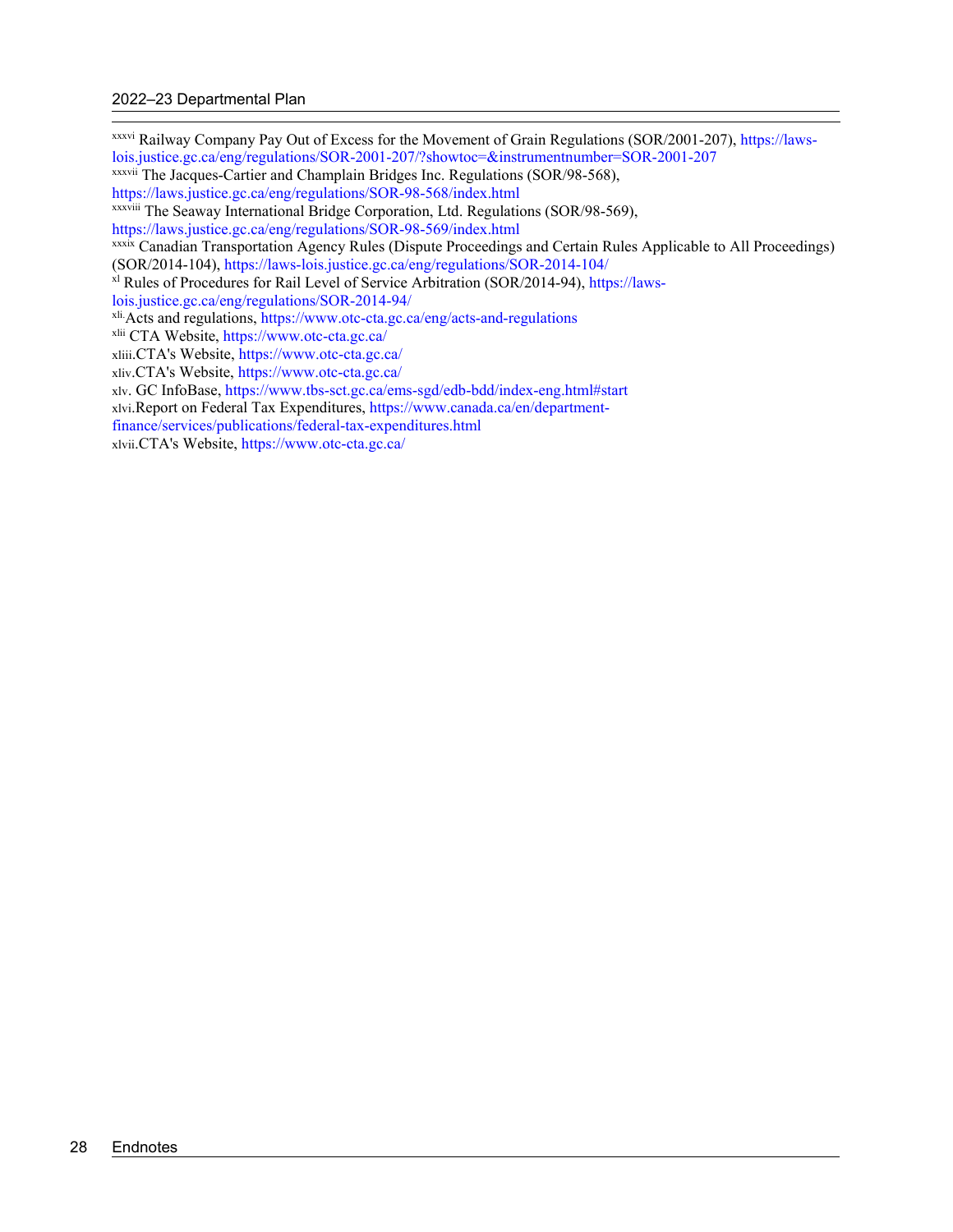[xxxvi] Railway Company Pay Out of Excess for the Movement of Grain Regulations (SOR/2001-207), https://laws-lois.justice.gc.ca/eng/regulations/SOR-2001-207/?showtoc=&instrumentnumber=SOR-2001-207

[xxxvii] The Jacques-Cartier and Champlain Bridges Inc. Regulations (SOR/98-568), https://laws.justice.gc.ca/eng/regulations/SOR-98-568/index.html

[xxxviii] The Seaway International Bridge Corporation, Ltd. Regulations (SOR/98-569), https://laws.justice.gc.ca/eng/regulations/SOR-98-569/index.html

[xxxix] Canadian Transportation Agency Rules (Dispute Proceedings and Certain Rules Applicable to All Proceedings) (SOR/2014-104), https://laws-lois.justice.gc.ca/eng/regulations/SOR-2014-104/

[xl] Rules of Procedures for Rail Level of Service Arbitration (SOR/2014-94), https://laws-lois.justice.gc.ca/eng/regulations/SOR-2014-94/

[xli] Acts and regulations, https://www.otc-cta.gc.ca/eng/acts-and-regulations

[xlii] CTA Website, https://www.otc-cta.gc.ca/

xliii.CTA's Website, https://www.otc-cta.gc.ca/

xliv.CTA's Website, https://www.otc-cta.gc.ca/

xlv. GC InfoBase, https://www.tbs-sct.gc.ca/ems-sgd/edb-bdd/index-eng.html#start

xlvi.Report on Federal Tax Expenditures, https://www.canada.ca/en/department-finance/services/publications/federal-tax-expenditures.html

xlvii.CTA's Website, https://www.otc-cta.gc.ca/